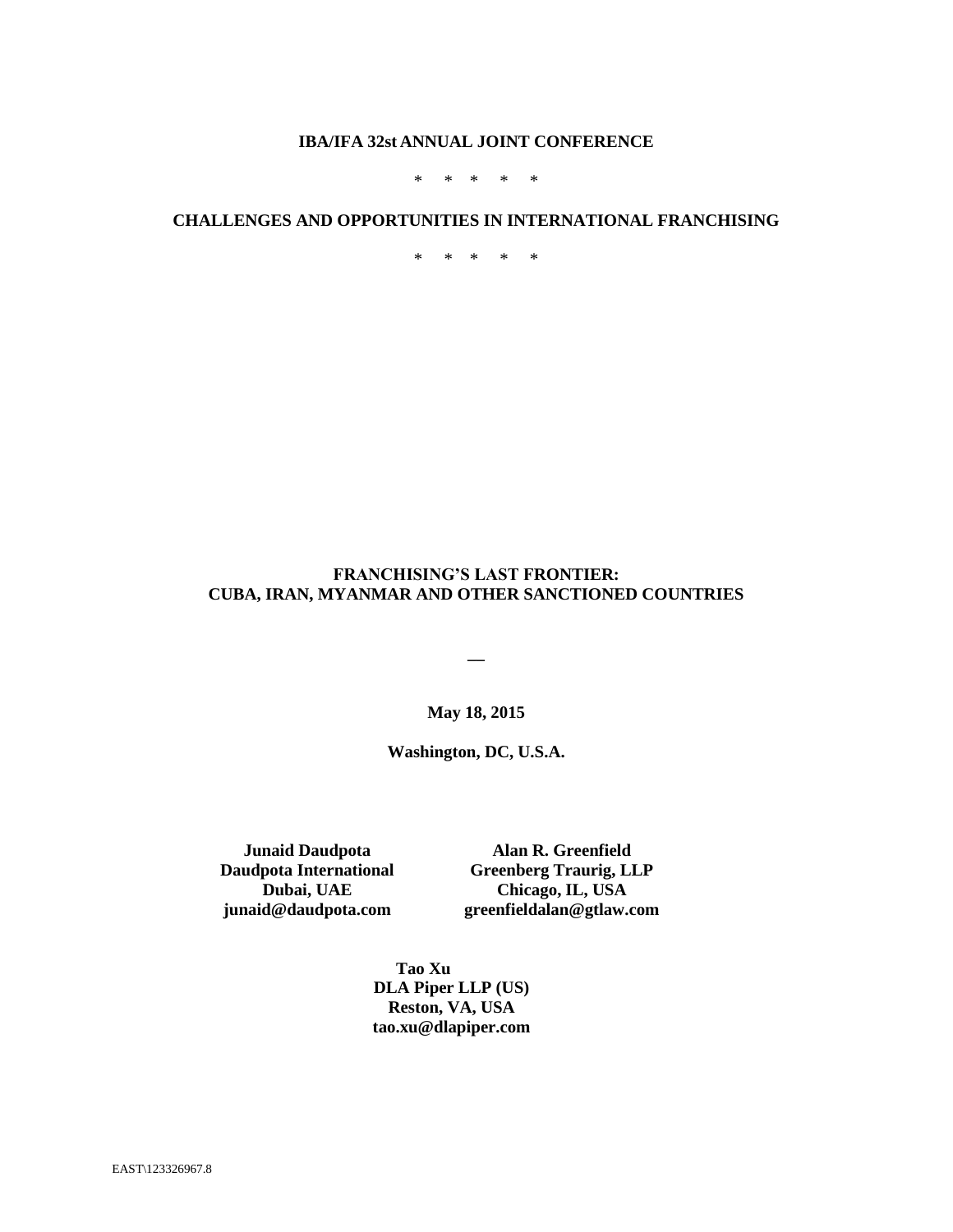**IBA/IFA 32st ANNUAL JOINT CONFERENCE**

\* \* \* \* \*

**CHALLENGES AND OPPORTUNITIES IN INTERNATIONAL FRANCHISING**

\* \* \* \* \*

# FRANCHISING'S LAST FRONTIER: CUBA, IRAN, MYANMAR AND OTHER SANCTIONED COUNTRIES

**—**

**May 18, 2015**

**Washington, DC, U.S.A.**

**Junaid Daudpota**
**Daudpota International**
**Dubai, UAE**
**junaid@daudpota.com**

**Alan R. Greenfield**
**Greenberg Traurig, LLP**
**Chicago, IL, USA**
**greenfieldalan@gtlaw.com**

**Tao Xu**
**DLA Piper LLP (US)**
**Reston, VA, USA**
**tao.xu@dlapiper.com**

EAST\123326967.8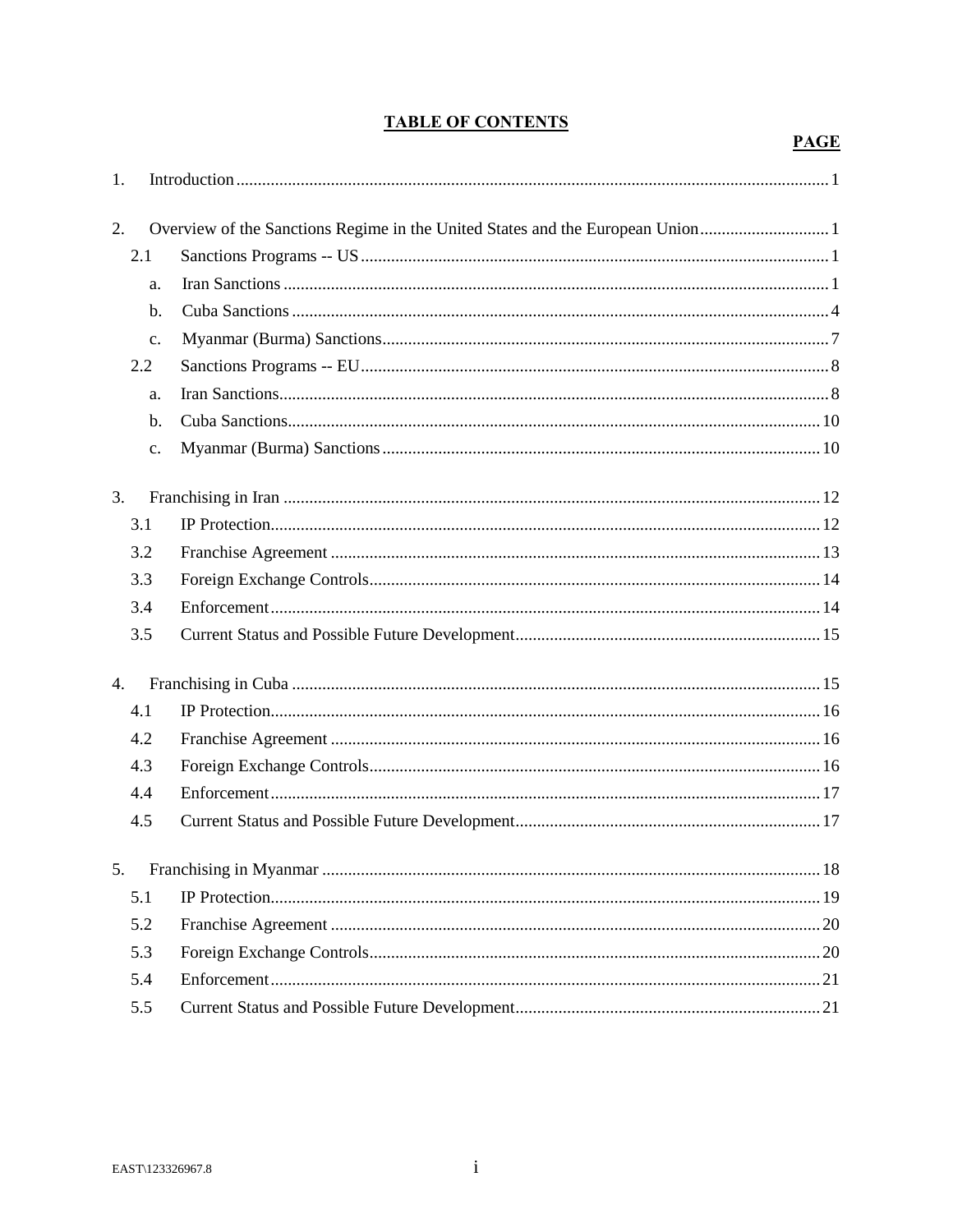# TABLE OF CONTENTS

**PAGE**

1. Introduction ... 1

2. Overview of the Sanctions Regime in the United States and the European Union ... 1
   - 2.1 Sanctions Programs -- US ... 1
     - a. Iran Sanctions ... 1
     - b. Cuba Sanctions ... 4
     - c. Myanmar (Burma) Sanctions ... 7
   - 2.2 Sanctions Programs -- EU ... 8
     - a. Iran Sanctions ... 8
     - b. Cuba Sanctions ... 10
     - c. Myanmar (Burma) Sanctions ... 10

3. Franchising in Iran ... 12
   - 3.1 IP Protection ... 12
   - 3.2 Franchise Agreement ... 13
   - 3.3 Foreign Exchange Controls ... 14
   - 3.4 Enforcement ... 14
   - 3.5 Current Status and Possible Future Development ... 15

4. Franchising in Cuba ... 15
   - 4.1 IP Protection ... 16
   - 4.2 Franchise Agreement ... 16
   - 4.3 Foreign Exchange Controls ... 16
   - 4.4 Enforcement ... 17
   - 4.5 Current Status and Possible Future Development ... 17

5. Franchising in Myanmar ... 18
   - 5.1 IP Protection ... 19
   - 5.2 Franchise Agreement ... 20
   - 5.3 Foreign Exchange Controls ... 20
   - 5.4 Enforcement ... 21
   - 5.5 Current Status and Possible Future Development ... 21

EAST\123326967.8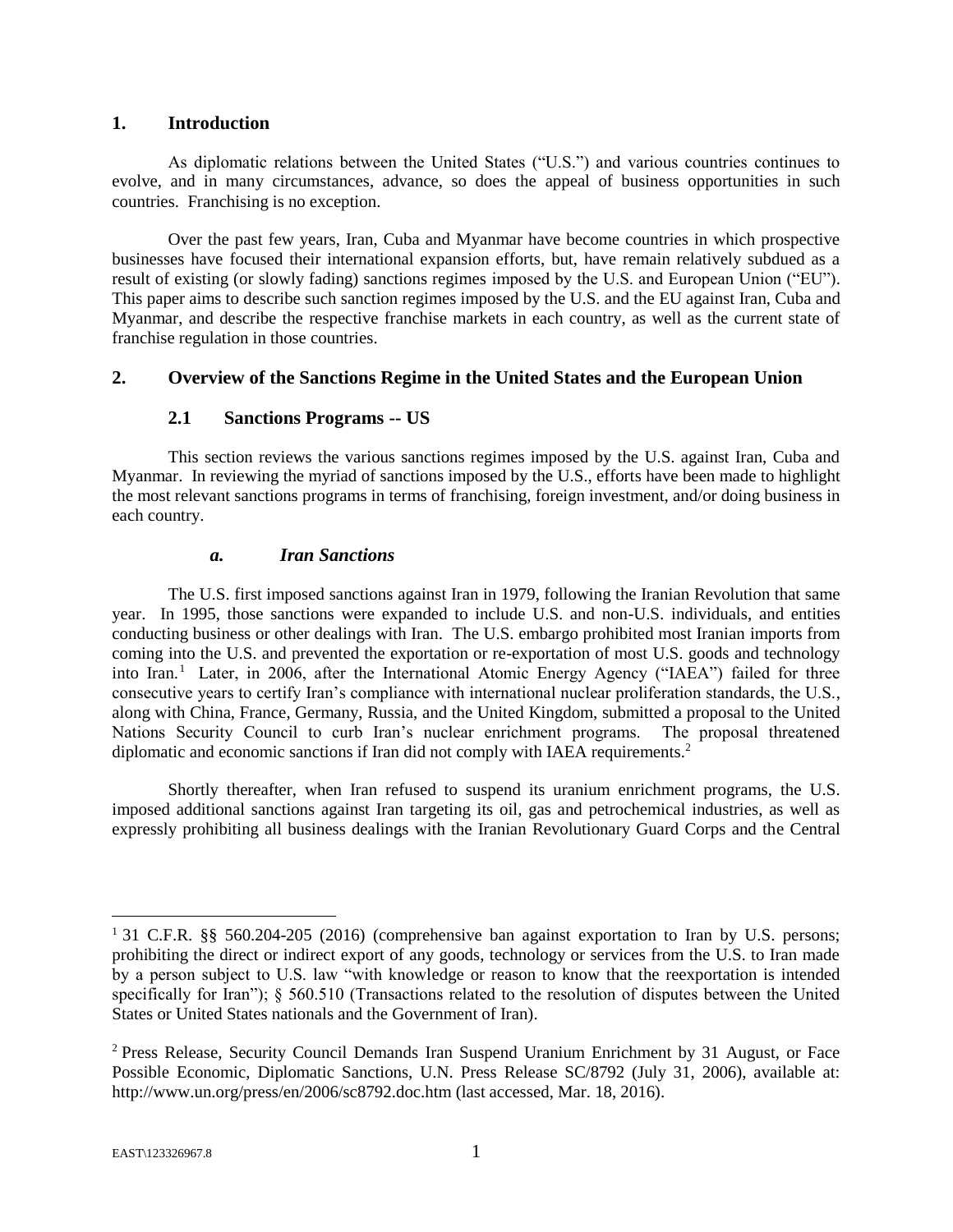## 1. Introduction

As diplomatic relations between the United States ("U.S.") and various countries continues to evolve, and in many circumstances, advance, so does the appeal of business opportunities in such countries. Franchising is no exception.

Over the past few years, Iran, Cuba and Myanmar have become countries in which prospective businesses have focused their international expansion efforts, but, have remain relatively subdued as a result of existing (or slowly fading) sanctions regimes imposed by the U.S. and European Union ("EU"). This paper aims to describe such sanction regimes imposed by the U.S. and the EU against Iran, Cuba and Myanmar, and describe the respective franchise markets in each country, as well as the current state of franchise regulation in those countries.

## 2. Overview of the Sanctions Regime in the United States and the European Union

### 2.1 Sanctions Programs -- US

This section reviews the various sanctions regimes imposed by the U.S. against Iran, Cuba and Myanmar. In reviewing the myriad of sanctions imposed by the U.S., efforts have been made to highlight the most relevant sanctions programs in terms of franchising, foreign investment, and/or doing business in each country.

#### *a. Iran Sanctions*

The U.S. first imposed sanctions against Iran in 1979, following the Iranian Revolution that same year. In 1995, those sanctions were expanded to include U.S. and non-U.S. individuals, and entities conducting business or other dealings with Iran. The U.S. embargo prohibited most Iranian imports from coming into the U.S. and prevented the exportation or re-exportation of most U.S. goods and technology into Iran.[1] Later, in 2006, after the International Atomic Energy Agency ("IAEA") failed for three consecutive years to certify Iran's compliance with international nuclear proliferation standards, the U.S., along with China, France, Germany, Russia, and the United Kingdom, submitted a proposal to the United Nations Security Council to curb Iran's nuclear enrichment programs. The proposal threatened diplomatic and economic sanctions if Iran did not comply with IAEA requirements.[2]

Shortly thereafter, when Iran refused to suspend its uranium enrichment programs, the U.S. imposed additional sanctions against Iran targeting its oil, gas and petrochemical industries, as well as expressly prohibiting all business dealings with the Iranian Revolutionary Guard Corps and the Central

---

[1] 31 C.F.R. §§ 560.204-205 (2016) (comprehensive ban against exportation to Iran by U.S. persons; prohibiting the direct or indirect export of any goods, technology or services from the U.S. to Iran made by a person subject to U.S. law "with knowledge or reason to know that the reexportation is intended specifically for Iran"); § 560.510 (Transactions related to the resolution of disputes between the United States or United States nationals and the Government of Iran).

[2] Press Release, Security Council Demands Iran Suspend Uranium Enrichment by 31 August, or Face Possible Economic, Diplomatic Sanctions, U.N. Press Release SC/8792 (July 31, 2006), available at: http://www.un.org/press/en/2006/sc8792.doc.htm (last accessed, Mar. 18, 2016).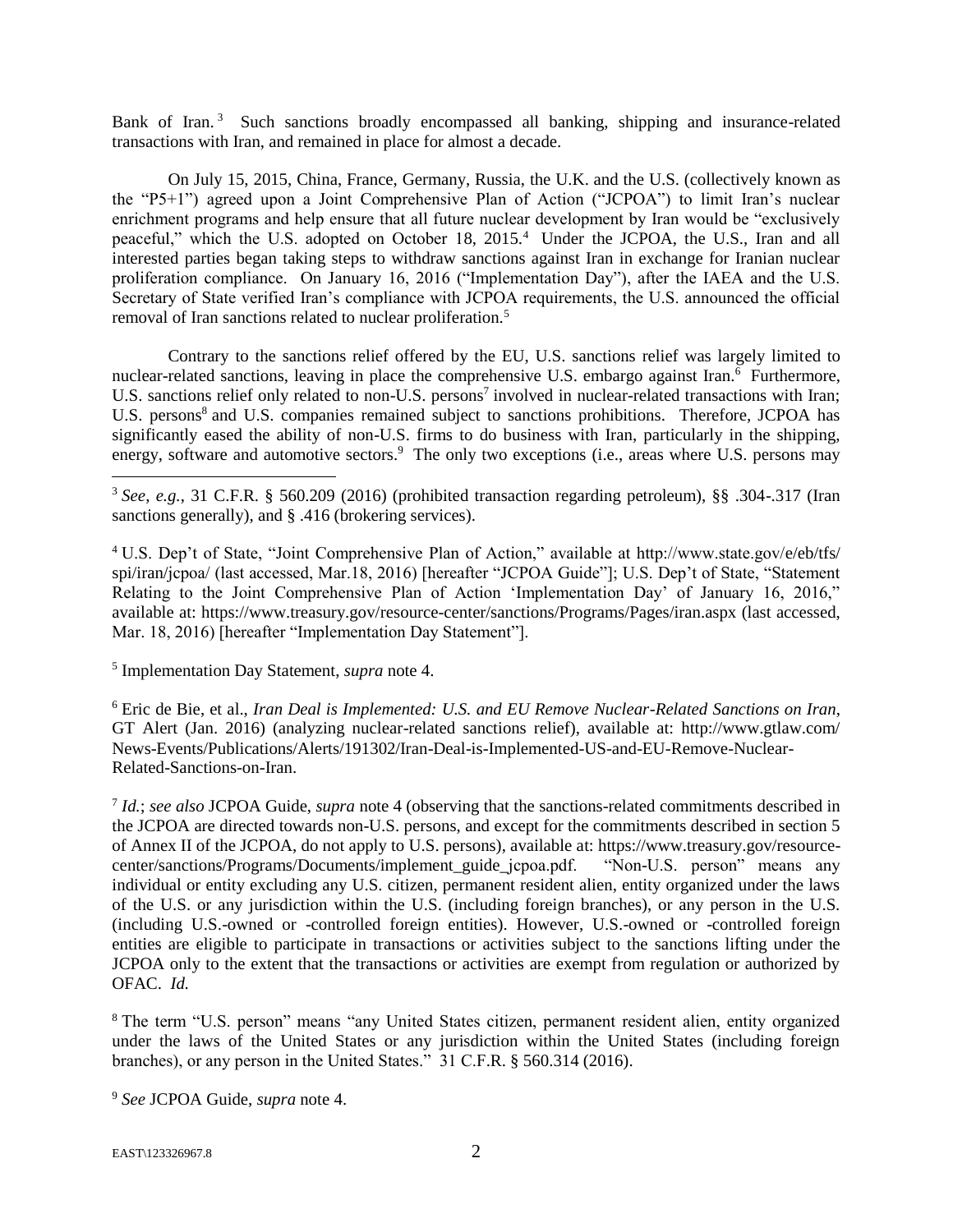Bank of Iran.[3] Such sanctions broadly encompassed all banking, shipping and insurance-related transactions with Iran, and remained in place for almost a decade.

On July 15, 2015, China, France, Germany, Russia, the U.K. and the U.S. (collectively known as the "P5+1") agreed upon a Joint Comprehensive Plan of Action ("JCPOA") to limit Iran's nuclear enrichment programs and help ensure that all future nuclear development by Iran would be "exclusively peaceful," which the U.S. adopted on October 18, 2015.[4] Under the JCPOA, the U.S., Iran and all interested parties began taking steps to withdraw sanctions against Iran in exchange for Iranian nuclear proliferation compliance. On January 16, 2016 ("Implementation Day"), after the IAEA and the U.S. Secretary of State verified Iran's compliance with JCPOA requirements, the U.S. announced the official removal of Iran sanctions related to nuclear proliferation.[5]

Contrary to the sanctions relief offered by the EU, U.S. sanctions relief was largely limited to nuclear-related sanctions, leaving in place the comprehensive U.S. embargo against Iran.[6] Furthermore, U.S. sanctions relief only related to non-U.S. persons[7] involved in nuclear-related transactions with Iran; U.S. persons[8] and U.S. companies remained subject to sanctions prohibitions. Therefore, JCPOA has significantly eased the ability of non-U.S. firms to do business with Iran, particularly in the shipping, energy, software and automotive sectors.[9] The only two exceptions (i.e., areas where U.S. persons may

---

[3] *See, e.g.*, 31 C.F.R. § 560.209 (2016) (prohibited transaction regarding petroleum), §§ .304-.317 (Iran sanctions generally), and § .416 (brokering services).

[4] U.S. Dep't of State, "Joint Comprehensive Plan of Action," available at http://www.state.gov/e/eb/tfs/spi/iran/jcpoa/ (last accessed, Mar.18, 2016) [hereafter "JCPOA Guide"]; U.S. Dep't of State, "Statement Relating to the Joint Comprehensive Plan of Action 'Implementation Day' of January 16, 2016," available at: https://www.treasury.gov/resource-center/sanctions/Programs/Pages/iran.aspx (last accessed, Mar. 18, 2016) [hereafter "Implementation Day Statement"].

[5] Implementation Day Statement, *supra* note 4.

[6] Eric de Bie, et al., *Iran Deal is Implemented: U.S. and EU Remove Nuclear-Related Sanctions on Iran*, GT Alert (Jan. 2016) (analyzing nuclear-related sanctions relief), available at: http://www.gtlaw.com/News-Events/Publications/Alerts/191302/Iran-Deal-is-Implemented-US-and-EU-Remove-Nuclear-Related-Sanctions-on-Iran.

[7] *Id.*; *see also* JCPOA Guide, *supra* note 4 (observing that the sanctions-related commitments described in the JCPOA are directed towards non-U.S. persons, and except for the commitments described in section 5 of Annex II of the JCPOA, do not apply to U.S. persons), available at: https://www.treasury.gov/resource-center/sanctions/Programs/Documents/implement_guide_jcpoa.pdf. "Non-U.S. person" means any individual or entity excluding any U.S. citizen, permanent resident alien, entity organized under the laws of the U.S. or any jurisdiction within the U.S. (including foreign branches), or any person in the U.S. (including U.S.-owned or -controlled foreign entities). However, U.S.-owned or -controlled foreign entities are eligible to participate in transactions or activities subject to the sanctions lifting under the JCPOA only to the extent that the transactions or activities are exempt from regulation or authorized by OFAC. *Id.*

[8] The term "U.S. person" means "any United States citizen, permanent resident alien, entity organized under the laws of the United States or any jurisdiction within the United States (including foreign branches), or any person in the United States." 31 C.F.R. § 560.314 (2016).

[9] *See* JCPOA Guide, *supra* note 4.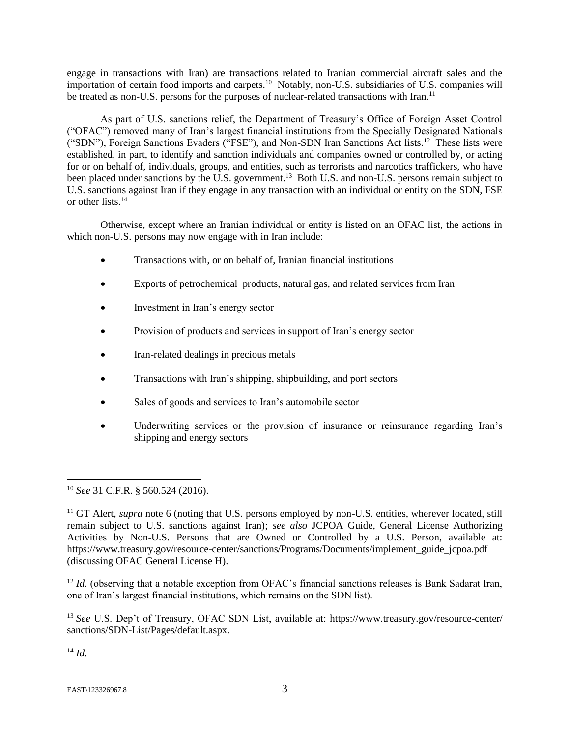engage in transactions with Iran) are transactions related to Iranian commercial aircraft sales and the importation of certain food imports and carpets.[10] Notably, non-U.S. subsidiaries of U.S. companies will be treated as non-U.S. persons for the purposes of nuclear-related transactions with Iran.[11]

As part of U.S. sanctions relief, the Department of Treasury's Office of Foreign Asset Control ("OFAC") removed many of Iran's largest financial institutions from the Specially Designated Nationals ("SDN"), Foreign Sanctions Evaders ("FSE"), and Non-SDN Iran Sanctions Act lists.[12] These lists were established, in part, to identify and sanction individuals and companies owned or controlled by, or acting for or on behalf of, individuals, groups, and entities, such as terrorists and narcotics traffickers, who have been placed under sanctions by the U.S. government.[13] Both U.S. and non-U.S. persons remain subject to U.S. sanctions against Iran if they engage in any transaction with an individual or entity on the SDN, FSE or other lists.[14]

Otherwise, except where an Iranian individual or entity is listed on an OFAC list, the actions in which non-U.S. persons may now engage with in Iran include:

- Transactions with, or on behalf of, Iranian financial institutions
- Exports of petrochemical products, natural gas, and related services from Iran
- Investment in Iran's energy sector
- Provision of products and services in support of Iran's energy sector
- Iran-related dealings in precious metals
- Transactions with Iran's shipping, shipbuilding, and port sectors
- Sales of goods and services to Iran's automobile sector
- Underwriting services or the provision of insurance or reinsurance regarding Iran's shipping and energy sectors

---

[10] *See* 31 C.F.R. § 560.524 (2016).

[11] GT Alert, *supra* note 6 (noting that U.S. persons employed by non-U.S. entities, wherever located, still remain subject to U.S. sanctions against Iran); *see also* JCPOA Guide, General License Authorizing Activities by Non-U.S. Persons that are Owned or Controlled by a U.S. Person, available at: https://www.treasury.gov/resource-center/sanctions/Programs/Documents/implement_guide_jcpoa.pdf (discussing OFAC General License H).

[12] *Id.* (observing that a notable exception from OFAC's financial sanctions releases is Bank Sadarat Iran, one of Iran's largest financial institutions, which remains on the SDN list).

[13] *See* U.S. Dep't of Treasury, OFAC SDN List, available at: https://www.treasury.gov/resource-center/sanctions/SDN-List/Pages/default.aspx.

[14] *Id.*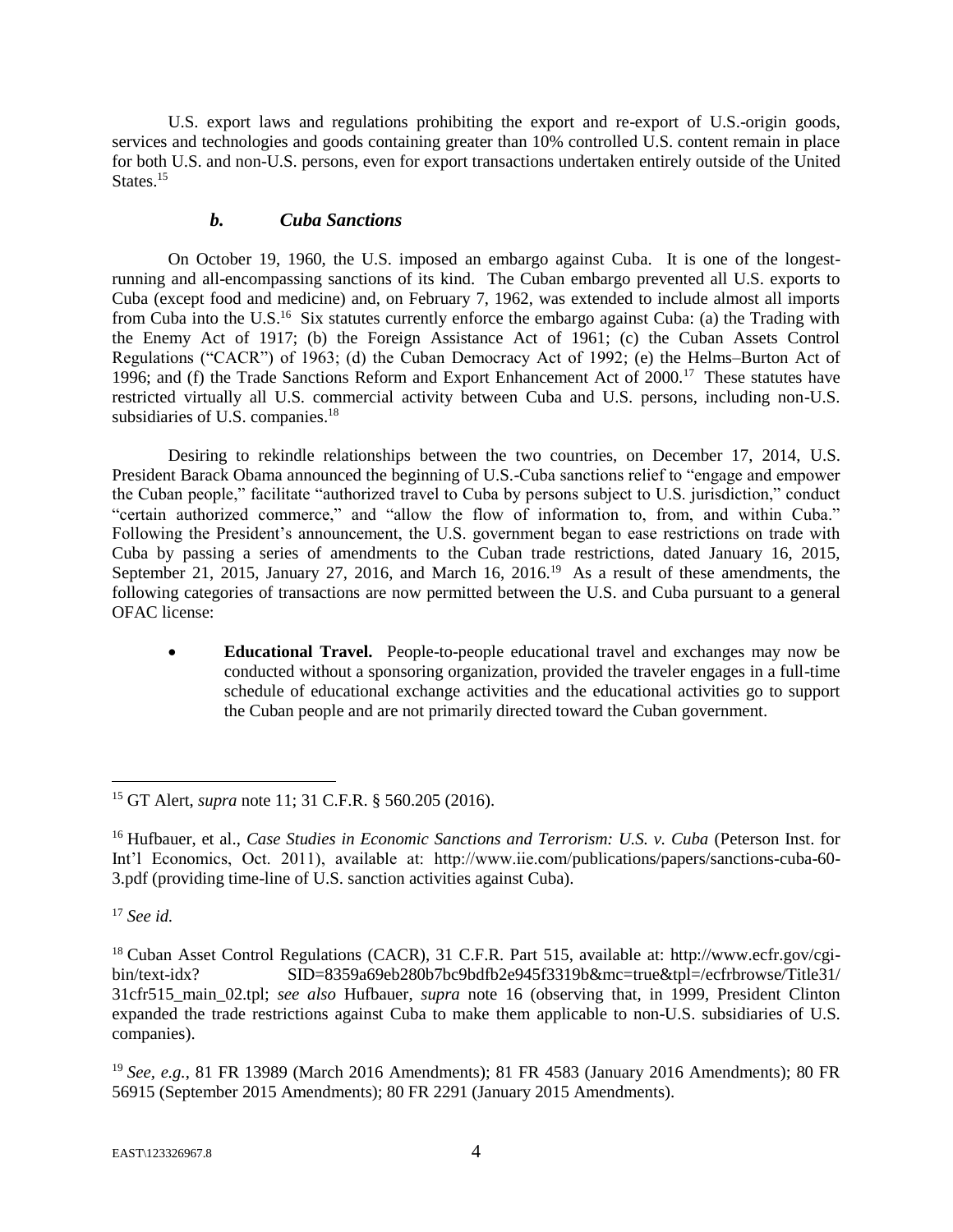U.S. export laws and regulations prohibiting the export and re-export of U.S.-origin goods, services and technologies and goods containing greater than 10% controlled U.S. content remain in place for both U.S. and non-U.S. persons, even for export transactions undertaken entirely outside of the United States.[15]

### *b. Cuba Sanctions*

On October 19, 1960, the U.S. imposed an embargo against Cuba. It is one of the longest-running and all-encompassing sanctions of its kind. The Cuban embargo prevented all U.S. exports to Cuba (except food and medicine) and, on February 7, 1962, was extended to include almost all imports from Cuba into the U.S.[16] Six statutes currently enforce the embargo against Cuba: (a) the Trading with the Enemy Act of 1917; (b) the Foreign Assistance Act of 1961; (c) the Cuban Assets Control Regulations ("CACR") of 1963; (d) the Cuban Democracy Act of 1992; (e) the Helms–Burton Act of 1996; and (f) the Trade Sanctions Reform and Export Enhancement Act of 2000.[17] These statutes have restricted virtually all U.S. commercial activity between Cuba and U.S. persons, including non-U.S. subsidiaries of U.S. companies.[18]

Desiring to rekindle relationships between the two countries, on December 17, 2014, U.S. President Barack Obama announced the beginning of U.S.-Cuba sanctions relief to "engage and empower the Cuban people," facilitate "authorized travel to Cuba by persons subject to U.S. jurisdiction," conduct "certain authorized commerce," and "allow the flow of information to, from, and within Cuba." Following the President's announcement, the U.S. government began to ease restrictions on trade with Cuba by passing a series of amendments to the Cuban trade restrictions, dated January 16, 2015, September 21, 2015, January 27, 2016, and March 16, 2016.[19] As a result of these amendments, the following categories of transactions are now permitted between the U.S. and Cuba pursuant to a general OFAC license:

- **Educational Travel.** People-to-people educational travel and exchanges may now be conducted without a sponsoring organization, provided the traveler engages in a full-time schedule of educational exchange activities and the educational activities go to support the Cuban people and are not primarily directed toward the Cuban government.

---

[15] GT Alert, *supra* note 11; 31 C.F.R. § 560.205 (2016).

[16] Hufbauer, et al., *Case Studies in Economic Sanctions and Terrorism: U.S. v. Cuba* (Peterson Inst. for Int'l Economics, Oct. 2011), available at: http://www.iie.com/publications/papers/sanctions-cuba-60-3.pdf (providing time-line of U.S. sanction activities against Cuba).

[17] *See id.*

[18] Cuban Asset Control Regulations (CACR), 31 C.F.R. Part 515, available at: http://www.ecfr.gov/cgi-bin/text-idx? SID=8359a69eb280b7bc9bdfb2e945f3319b&mc=true&tpl=/ecfrbrowse/Title31/31cfr515_main_02.tpl; *see also* Hufbauer, *supra* note 16 (observing that, in 1999, President Clinton expanded the trade restrictions against Cuba to make them applicable to non-U.S. subsidiaries of U.S. companies).

[19] *See, e.g.*, 81 FR 13989 (March 2016 Amendments); 81 FR 4583 (January 2016 Amendments); 80 FR 56915 (September 2015 Amendments); 80 FR 2291 (January 2015 Amendments).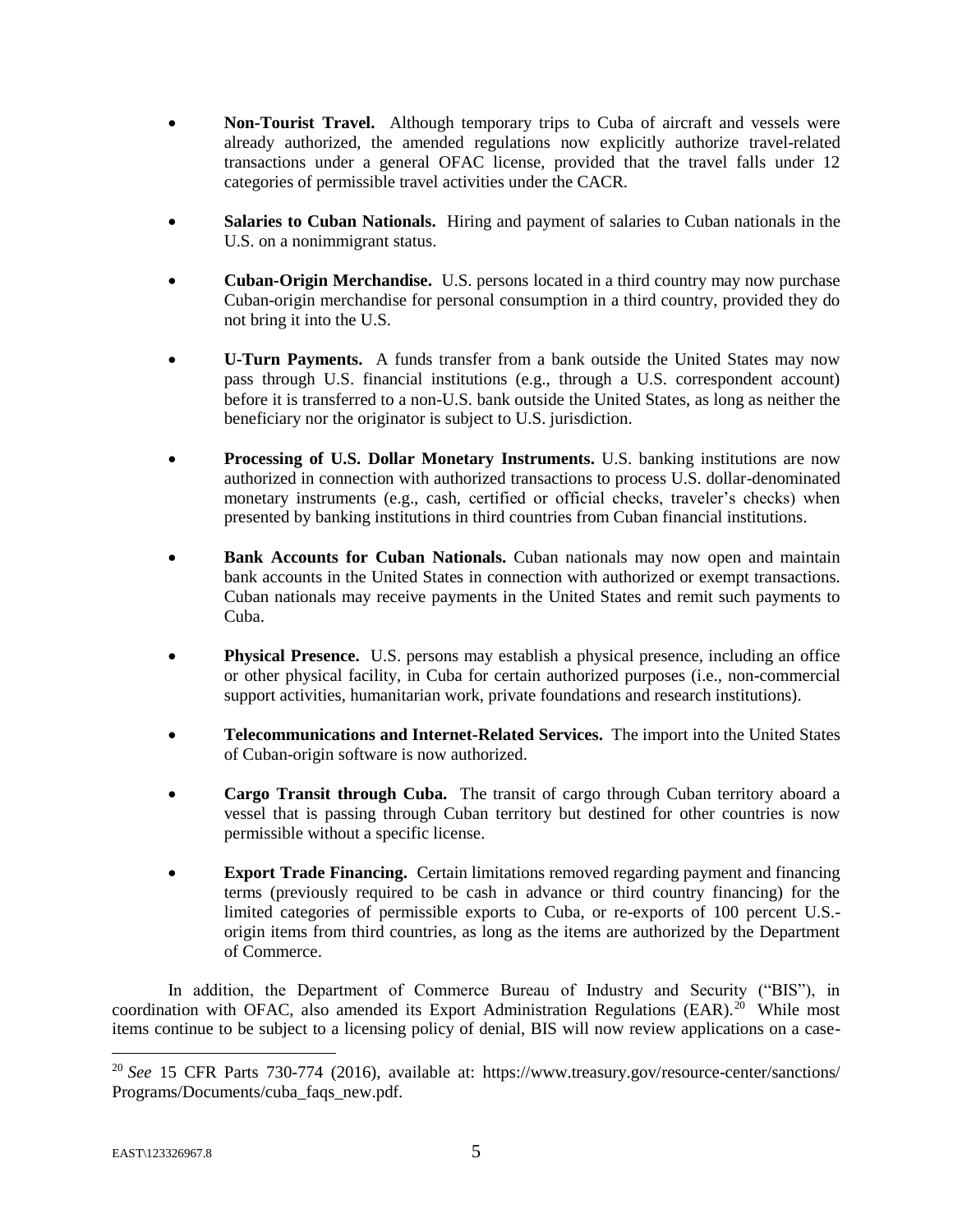- **Non-Tourist Travel.** Although temporary trips to Cuba of aircraft and vessels were already authorized, the amended regulations now explicitly authorize travel-related transactions under a general OFAC license, provided that the travel falls under 12 categories of permissible travel activities under the CACR.

- **Salaries to Cuban Nationals.** Hiring and payment of salaries to Cuban nationals in the U.S. on a nonimmigrant status.

- **Cuban-Origin Merchandise.** U.S. persons located in a third country may now purchase Cuban-origin merchandise for personal consumption in a third country, provided they do not bring it into the U.S.

- **U-Turn Payments.** A funds transfer from a bank outside the United States may now pass through U.S. financial institutions (e.g., through a U.S. correspondent account) before it is transferred to a non-U.S. bank outside the United States, as long as neither the beneficiary nor the originator is subject to U.S. jurisdiction.

- **Processing of U.S. Dollar Monetary Instruments.** U.S. banking institutions are now authorized in connection with authorized transactions to process U.S. dollar-denominated monetary instruments (e.g., cash, certified or official checks, traveler's checks) when presented by banking institutions in third countries from Cuban financial institutions.

- **Bank Accounts for Cuban Nationals.** Cuban nationals may now open and maintain bank accounts in the United States in connection with authorized or exempt transactions. Cuban nationals may receive payments in the United States and remit such payments to Cuba.

- **Physical Presence.** U.S. persons may establish a physical presence, including an office or other physical facility, in Cuba for certain authorized purposes (i.e., non-commercial support activities, humanitarian work, private foundations and research institutions).

- **Telecommunications and Internet-Related Services.** The import into the United States of Cuban-origin software is now authorized.

- **Cargo Transit through Cuba.** The transit of cargo through Cuban territory aboard a vessel that is passing through Cuban territory but destined for other countries is now permissible without a specific license.

- **Export Trade Financing.** Certain limitations removed regarding payment and financing terms (previously required to be cash in advance or third country financing) for the limited categories of permissible exports to Cuba, or re-exports of 100 percent U.S.-origin items from third countries, as long as the items are authorized by the Department of Commerce.

In addition, the Department of Commerce Bureau of Industry and Security ("BIS"), in coordination with OFAC, also amended its Export Administration Regulations (EAR).[20] While most items continue to be subject to a licensing policy of denial, BIS will now review applications on a case-

[20] *See* 15 CFR Parts 730-774 (2016), available at: https://www.treasury.gov/resource-center/sanctions/Programs/Documents/cuba_faqs_new.pdf.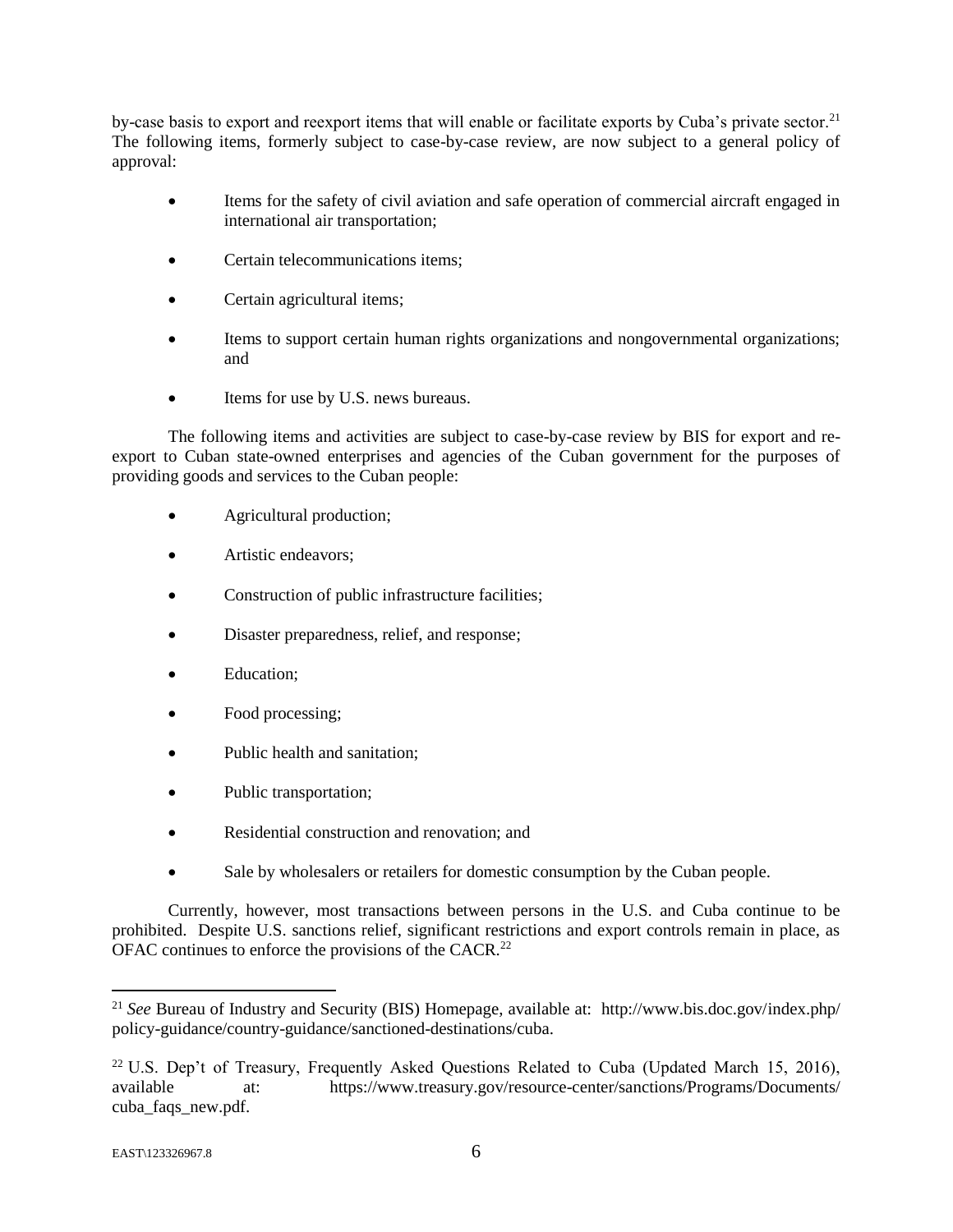by-case basis to export and reexport items that will enable or facilitate exports by Cuba's private sector.[21] The following items, formerly subject to case-by-case review, are now subject to a general policy of approval:

- Items for the safety of civil aviation and safe operation of commercial aircraft engaged in international air transportation;
- Certain telecommunications items;
- Certain agricultural items;
- Items to support certain human rights organizations and nongovernmental organizations; and
- Items for use by U.S. news bureaus.

The following items and activities are subject to case-by-case review by BIS for export and re-export to Cuban state-owned enterprises and agencies of the Cuban government for the purposes of providing goods and services to the Cuban people:

- Agricultural production;
- Artistic endeavors;
- Construction of public infrastructure facilities;
- Disaster preparedness, relief, and response;
- Education;
- Food processing;
- Public health and sanitation;
- Public transportation;
- Residential construction and renovation; and
- Sale by wholesalers or retailers for domestic consumption by the Cuban people.

Currently, however, most transactions between persons in the U.S. and Cuba continue to be prohibited. Despite U.S. sanctions relief, significant restrictions and export controls remain in place, as OFAC continues to enforce the provisions of the CACR.[22]

---

[21] *See* Bureau of Industry and Security (BIS) Homepage, available at: http://www.bis.doc.gov/index.php/policy-guidance/country-guidance/sanctioned-destinations/cuba.

[22] U.S. Dep't of Treasury, Frequently Asked Questions Related to Cuba (Updated March 15, 2016), available at: https://www.treasury.gov/resource-center/sanctions/Programs/Documents/cuba_faqs_new.pdf.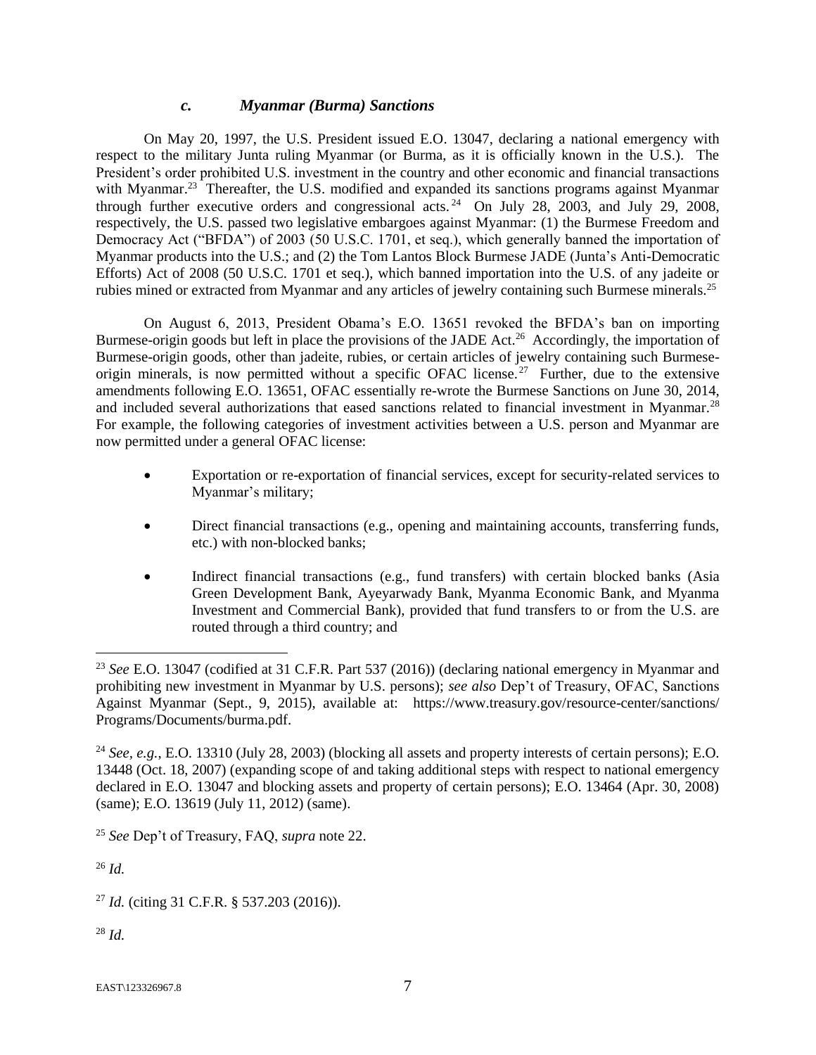### *c. Myanmar (Burma) Sanctions*

On May 20, 1997, the U.S. President issued E.O. 13047, declaring a national emergency with respect to the military Junta ruling Myanmar (or Burma, as it is officially known in the U.S.). The President's order prohibited U.S. investment in the country and other economic and financial transactions with Myanmar.[23] Thereafter, the U.S. modified and expanded its sanctions programs against Myanmar through further executive orders and congressional acts.[24] On July 28, 2003, and July 29, 2008, respectively, the U.S. passed two legislative embargoes against Myanmar: (1) the Burmese Freedom and Democracy Act ("BFDA") of 2003 (50 U.S.C. 1701, et seq.), which generally banned the importation of Myanmar products into the U.S.; and (2) the Tom Lantos Block Burmese JADE (Junta's Anti-Democratic Efforts) Act of 2008 (50 U.S.C. 1701 et seq.), which banned importation into the U.S. of any jadeite or rubies mined or extracted from Myanmar and any articles of jewelry containing such Burmese minerals.[25]

On August 6, 2013, President Obama's E.O. 13651 revoked the BFDA's ban on importing Burmese-origin goods but left in place the provisions of the JADE Act.[26] Accordingly, the importation of Burmese-origin goods, other than jadeite, rubies, or certain articles of jewelry containing such Burmese-origin minerals, is now permitted without a specific OFAC license.[27] Further, due to the extensive amendments following E.O. 13651, OFAC essentially re-wrote the Burmese Sanctions on June 30, 2014, and included several authorizations that eased sanctions related to financial investment in Myanmar.[28] For example, the following categories of investment activities between a U.S. person and Myanmar are now permitted under a general OFAC license:

- Exportation or re-exportation of financial services, except for security-related services to Myanmar's military;
- Direct financial transactions (e.g., opening and maintaining accounts, transferring funds, etc.) with non-blocked banks;
- Indirect financial transactions (e.g., fund transfers) with certain blocked banks (Asia Green Development Bank, Ayeyarwady Bank, Myanma Economic Bank, and Myanma Investment and Commercial Bank), provided that fund transfers to or from the U.S. are routed through a third country; and

---

[23] *See* E.O. 13047 (codified at 31 C.F.R. Part 537 (2016)) (declaring national emergency in Myanmar and prohibiting new investment in Myanmar by U.S. persons); *see also* Dep't of Treasury, OFAC, Sanctions Against Myanmar (Sept., 9, 2015), available at: https://www.treasury.gov/resource-center/sanctions/Programs/Documents/burma.pdf.

[24] *See, e.g.*, E.O. 13310 (July 28, 2003) (blocking all assets and property interests of certain persons); E.O. 13448 (Oct. 18, 2007) (expanding scope of and taking additional steps with respect to national emergency declared in E.O. 13047 and blocking assets and property of certain persons); E.O. 13464 (Apr. 30, 2008) (same); E.O. 13619 (July 11, 2012) (same).

[25] *See* Dep't of Treasury, FAQ, *supra* note 22.

[26] *Id.*

[27] *Id.* (citing 31 C.F.R. § 537.203 (2016)).

[28] *Id.*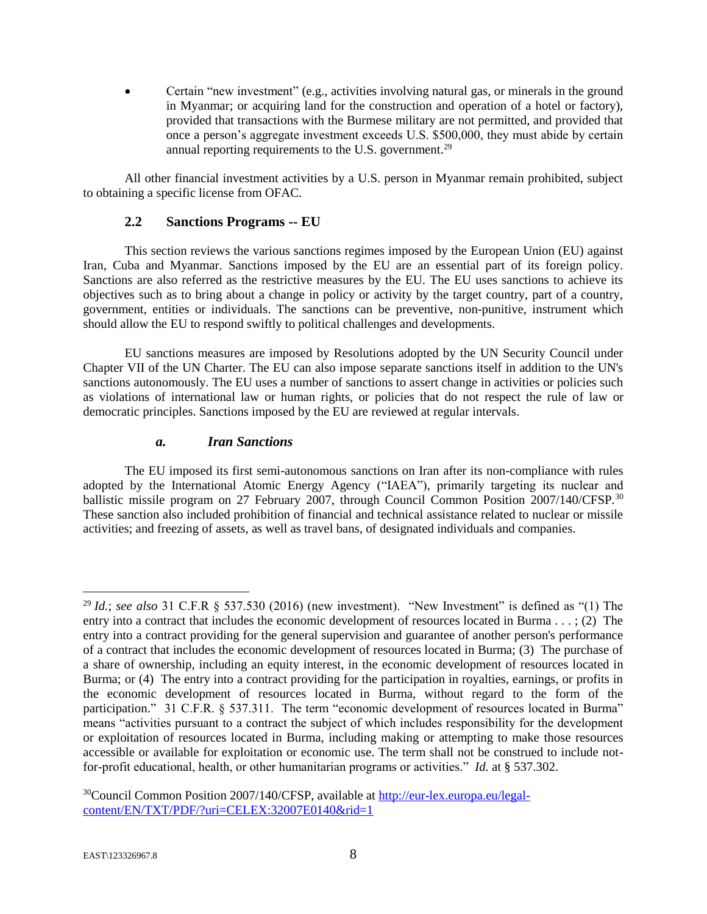- Certain "new investment" (e.g., activities involving natural gas, or minerals in the ground in Myanmar; or acquiring land for the construction and operation of a hotel or factory), provided that transactions with the Burmese military are not permitted, and provided that once a person's aggregate investment exceeds U.S. $500,000, they must abide by certain annual reporting requirements to the U.S. government.[29]

All other financial investment activities by a U.S. person in Myanmar remain prohibited, subject to obtaining a specific license from OFAC.

### 2.2 Sanctions Programs -- EU

This section reviews the various sanctions regimes imposed by the European Union (EU) against Iran, Cuba and Myanmar. Sanctions imposed by the EU are an essential part of its foreign policy. Sanctions are also referred as the restrictive measures by the EU. The EU uses sanctions to achieve its objectives such as to bring about a change in policy or activity by the target country, part of a country, government, entities or individuals. The sanctions can be preventive, non-punitive, instrument which should allow the EU to respond swiftly to political challenges and developments.

EU sanctions measures are imposed by Resolutions adopted by the UN Security Council under Chapter VII of the UN Charter. The EU can also impose separate sanctions itself in addition to the UN's sanctions autonomously. The EU uses a number of sanctions to assert change in activities or policies such as violations of international law or human rights, or policies that do not respect the rule of law or democratic principles. Sanctions imposed by the EU are reviewed at regular intervals.

#### *a. Iran Sanctions*

The EU imposed its first semi-autonomous sanctions on Iran after its non-compliance with rules adopted by the International Atomic Energy Agency ("IAEA"), primarily targeting its nuclear and ballistic missile program on 27 February 2007, through Council Common Position 2007/140/CFSP.[30] These sanction also included prohibition of financial and technical assistance related to nuclear or missile activities; and freezing of assets, as well as travel bans, of designated individuals and companies.

---

[29] *Id.*; *see also* 31 C.F.R § 537.530 (2016) (new investment). "New Investment" is defined as "(1) The entry into a contract that includes the economic development of resources located in Burma . . . ; (2) The entry into a contract providing for the general supervision and guarantee of another person's performance of a contract that includes the economic development of resources located in Burma; (3) The purchase of a share of ownership, including an equity interest, in the economic development of resources located in Burma; or (4) The entry into a contract providing for the participation in royalties, earnings, or profits in the economic development of resources located in Burma, without regard to the form of the participation." 31 C.F.R. § 537.311. The term "economic development of resources located in Burma" means "activities pursuant to a contract the subject of which includes responsibility for the development or exploitation of resources located in Burma, including making or attempting to make those resources accessible or available for exploitation or economic use. The term shall not be construed to include not-for-profit educational, health, or other humanitarian programs or activities." *Id.* at § 537.302.

[30] Council Common Position 2007/140/CFSP, available at http://eur-lex.europa.eu/legal-content/EN/TXT/PDF/?uri=CELEX:32007E0140&rid=1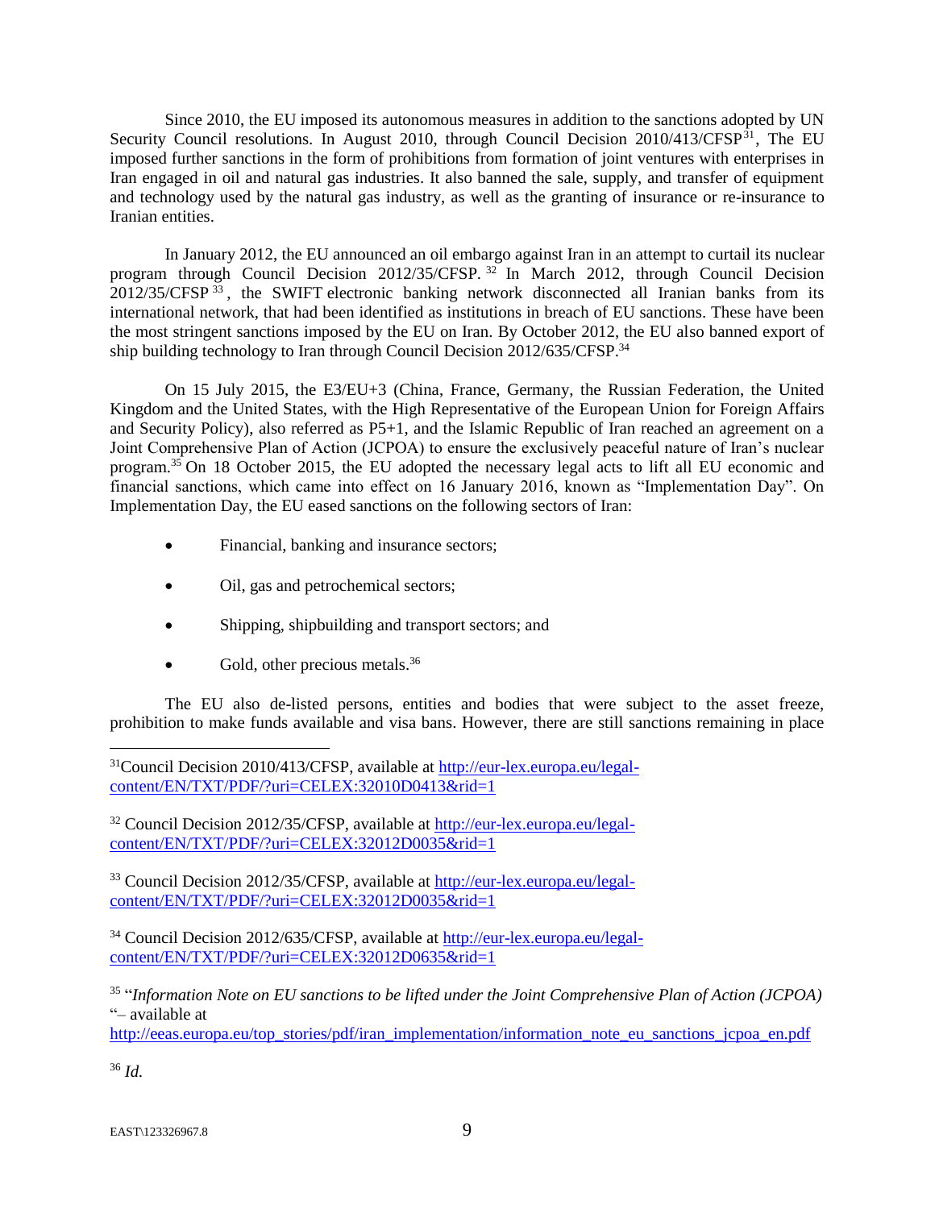Since 2010, the EU imposed its autonomous measures in addition to the sanctions adopted by UN Security Council resolutions. In August 2010, through Council Decision 2010/413/CFSP[31], The EU imposed further sanctions in the form of prohibitions from formation of joint ventures with enterprises in Iran engaged in oil and natural gas industries. It also banned the sale, supply, and transfer of equipment and technology used by the natural gas industry, as well as the granting of insurance or re-insurance to Iranian entities.

In January 2012, the EU announced an oil embargo against Iran in an attempt to curtail its nuclear program through Council Decision 2012/35/CFSP.[32] In March 2012, through Council Decision 2012/35/CFSP[33], the SWIFT electronic banking network disconnected all Iranian banks from its international network, that had been identified as institutions in breach of EU sanctions. These have been the most stringent sanctions imposed by the EU on Iran. By October 2012, the EU also banned export of ship building technology to Iran through Council Decision 2012/635/CFSP.[34]

On 15 July 2015, the E3/EU+3 (China, France, Germany, the Russian Federation, the United Kingdom and the United States, with the High Representative of the European Union for Foreign Affairs and Security Policy), also referred as P5+1, and the Islamic Republic of Iran reached an agreement on a Joint Comprehensive Plan of Action (JCPOA) to ensure the exclusively peaceful nature of Iran's nuclear program.[35] On 18 October 2015, the EU adopted the necessary legal acts to lift all EU economic and financial sanctions, which came into effect on 16 January 2016, known as "Implementation Day". On Implementation Day, the EU eased sanctions on the following sectors of Iran:

- Financial, banking and insurance sectors;
- Oil, gas and petrochemical sectors;
- Shipping, shipbuilding and transport sectors; and
- Gold, other precious metals.[36]

The EU also de-listed persons, entities and bodies that were subject to the asset freeze, prohibition to make funds available and visa bans. However, there are still sanctions remaining in place

---

[31] Council Decision 2010/413/CFSP, available at http://eur-lex.europa.eu/legal-content/EN/TXT/PDF/?uri=CELEX:32010D0413&rid=1

[32] Council Decision 2012/35/CFSP, available at http://eur-lex.europa.eu/legal-content/EN/TXT/PDF/?uri=CELEX:32012D0035&rid=1

[33] Council Decision 2012/35/CFSP, available at http://eur-lex.europa.eu/legal-content/EN/TXT/PDF/?uri=CELEX:32012D0035&rid=1

[34] Council Decision 2012/635/CFSP, available at http://eur-lex.europa.eu/legal-content/EN/TXT/PDF/?uri=CELEX:32012D0635&rid=1

[35] "*Information Note on EU sanctions to be lifted under the Joint Comprehensive Plan of Action (JCPOA)* "– available at http://eeas.europa.eu/top_stories/pdf/iran_implementation/information_note_eu_sanctions_jcpoa_en.pdf

[36] *Id.*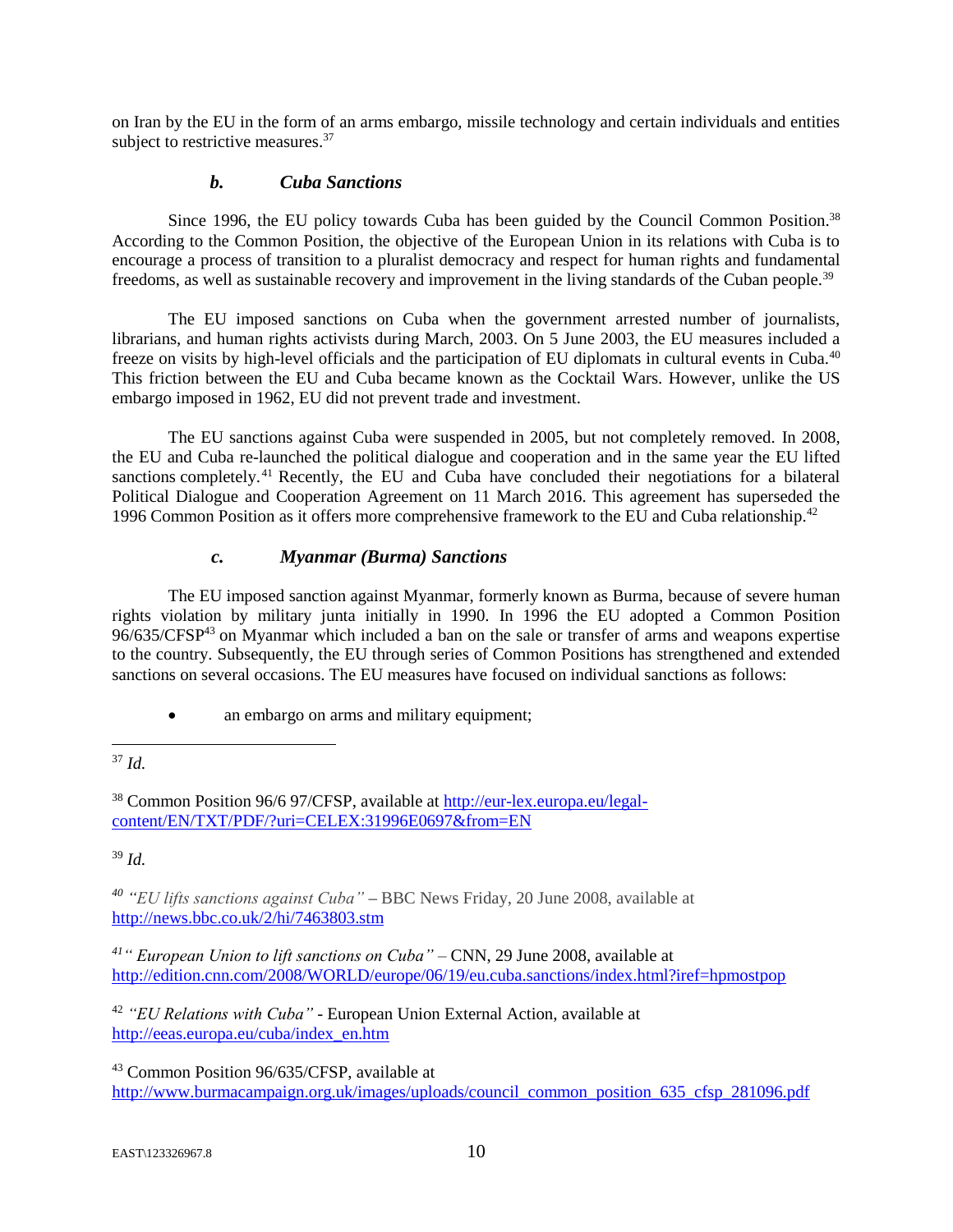on Iran by the EU in the form of an arms embargo, missile technology and certain individuals and entities subject to restrictive measures.[37]

### *b. Cuba Sanctions*

Since 1996, the EU policy towards Cuba has been guided by the Council Common Position.[38] According to the Common Position, the objective of the European Union in its relations with Cuba is to encourage a process of transition to a pluralist democracy and respect for human rights and fundamental freedoms, as well as sustainable recovery and improvement in the living standards of the Cuban people.[39]

The EU imposed sanctions on Cuba when the government arrested number of journalists, librarians, and human rights activists during March, 2003. On 5 June 2003, the EU measures included a freeze on visits by high-level officials and the participation of EU diplomats in cultural events in Cuba.[40] This friction between the EU and Cuba became known as the Cocktail Wars. However, unlike the US embargo imposed in 1962, EU did not prevent trade and investment.

The EU sanctions against Cuba were suspended in 2005, but not completely removed. In 2008, the EU and Cuba re-launched the political dialogue and cooperation and in the same year the EU lifted sanctions completely.[41] Recently, the EU and Cuba have concluded their negotiations for a bilateral Political Dialogue and Cooperation Agreement on 11 March 2016. This agreement has superseded the 1996 Common Position as it offers more comprehensive framework to the EU and Cuba relationship.[42]

### *c. Myanmar (Burma) Sanctions*

The EU imposed sanction against Myanmar, formerly known as Burma, because of severe human rights violation by military junta initially in 1990. In 1996 the EU adopted a Common Position 96/635/CFSP[43] on Myanmar which included a ban on the sale or transfer of arms and weapons expertise to the country. Subsequently, the EU through series of Common Positions has strengthened and extended sanctions on several occasions. The EU measures have focused on individual sanctions as follows:

- an embargo on arms and military equipment;

---

[37] *Id.*

[38] Common Position 96/6 97/CFSP, available at http://eur-lex.europa.eu/legal-content/EN/TXT/PDF/?uri=CELEX:31996E0697&from=EN

[39] *Id.*

[40] *"EU lifts sanctions against Cuba"* – BBC News Friday, 20 June 2008, available at http://news.bbc.co.uk/2/hi/7463803.stm

[41] *" European Union to lift sanctions on Cuba"* – CNN, 29 June 2008, available at http://edition.cnn.com/2008/WORLD/europe/06/19/eu.cuba.sanctions/index.html?iref=hpmostpop

[42] *"EU Relations with Cuba"* - European Union External Action, available at http://eeas.europa.eu/cuba/index_en.htm

[43] Common Position 96/635/CFSP, available at http://www.burmacampaign.org.uk/images/uploads/council_common_position_635_cfsp_281096.pdf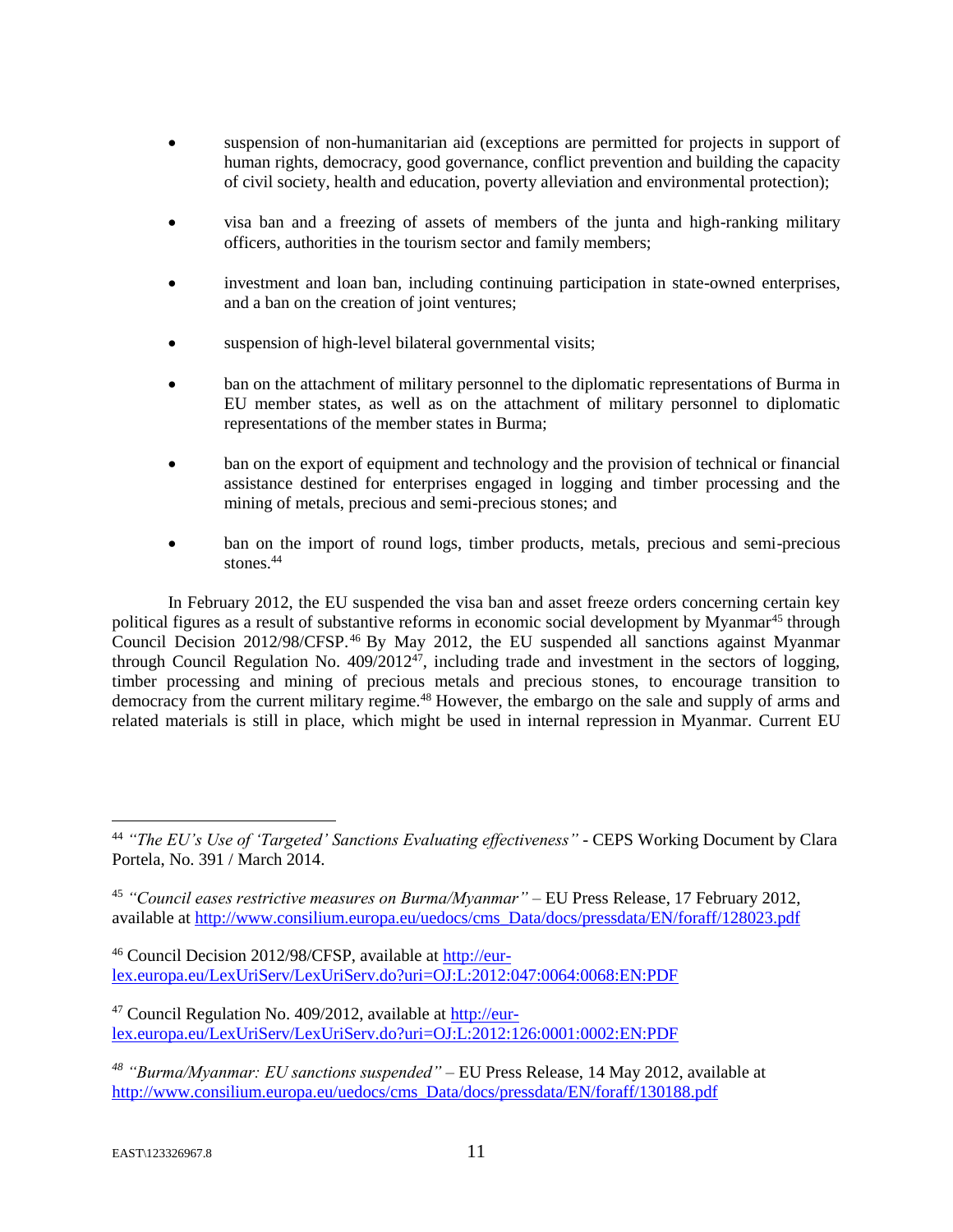- suspension of non-humanitarian aid (exceptions are permitted for projects in support of human rights, democracy, good governance, conflict prevention and building the capacity of civil society, health and education, poverty alleviation and environmental protection);
- visa ban and a freezing of assets of members of the junta and high-ranking military officers, authorities in the tourism sector and family members;
- investment and loan ban, including continuing participation in state-owned enterprises, and a ban on the creation of joint ventures;
- suspension of high-level bilateral governmental visits;
- ban on the attachment of military personnel to the diplomatic representations of Burma in EU member states, as well as on the attachment of military personnel to diplomatic representations of the member states in Burma;
- ban on the export of equipment and technology and the provision of technical or financial assistance destined for enterprises engaged in logging and timber processing and the mining of metals, precious and semi-precious stones; and
- ban on the import of round logs, timber products, metals, precious and semi-precious stones.[44]

In February 2012, the EU suspended the visa ban and asset freeze orders concerning certain key political figures as a result of substantive reforms in economic social development by Myanmar[45] through Council Decision 2012/98/CFSP.[46] By May 2012, the EU suspended all sanctions against Myanmar through Council Regulation No. 409/2012[47], including trade and investment in the sectors of logging, timber processing and mining of precious metals and precious stones, to encourage transition to democracy from the current military regime.[48] However, the embargo on the sale and supply of arms and related materials is still in place, which might be used in internal repression in Myanmar. Current EU

---

[44] *"The EU's Use of 'Targeted' Sanctions Evaluating effectiveness"* - CEPS Working Document by Clara Portela, No. 391 / March 2014.

[45] *"Council eases restrictive measures on Burma/Myanmar"* – EU Press Release, 17 February 2012, available at http://www.consilium.europa.eu/uedocs/cms_Data/docs/pressdata/EN/foraff/128023.pdf

[46] Council Decision 2012/98/CFSP, available at http://eur-lex.europa.eu/LexUriServ/LexUriServ.do?uri=OJ:L:2012:047:0064:0068:EN:PDF

[47] Council Regulation No. 409/2012, available at http://eur-lex.europa.eu/LexUriServ/LexUriServ.do?uri=OJ:L:2012:126:0001:0002:EN:PDF

[48] *"Burma/Myanmar: EU sanctions suspended"* – EU Press Release, 14 May 2012, available at http://www.consilium.europa.eu/uedocs/cms_Data/docs/pressdata/EN/foraff/130188.pdf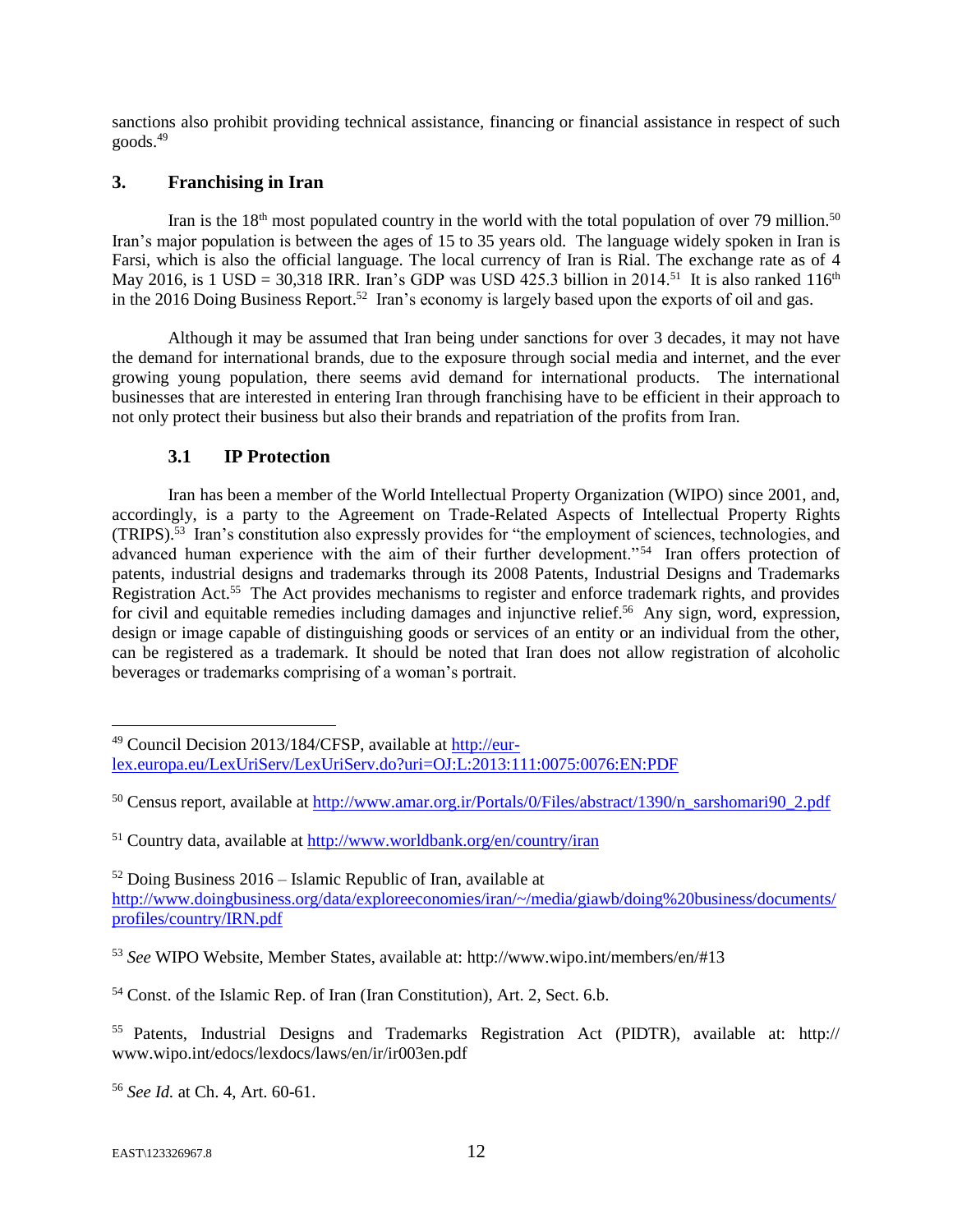sanctions also prohibit providing technical assistance, financing or financial assistance in respect of such goods.[49]

## 3. Franchising in Iran

Iran is the 18th most populated country in the world with the total population of over 79 million.[50] Iran's major population is between the ages of 15 to 35 years old. The language widely spoken in Iran is Farsi, which is also the official language. The local currency of Iran is Rial. The exchange rate as of 4 May 2016, is 1 USD = 30,318 IRR. Iran's GDP was USD 425.3 billion in 2014.[51] It is also ranked 116th in the 2016 Doing Business Report.[52] Iran's economy is largely based upon the exports of oil and gas.

Although it may be assumed that Iran being under sanctions for over 3 decades, it may not have the demand for international brands, due to the exposure through social media and internet, and the ever growing young population, there seems avid demand for international products. The international businesses that are interested in entering Iran through franchising have to be efficient in their approach to not only protect their business but also their brands and repatriation of the profits from Iran.

### 3.1 IP Protection

Iran has been a member of the World Intellectual Property Organization (WIPO) since 2001, and, accordingly, is a party to the Agreement on Trade-Related Aspects of Intellectual Property Rights (TRIPS).[53] Iran's constitution also expressly provides for "the employment of sciences, technologies, and advanced human experience with the aim of their further development."[54] Iran offers protection of patents, industrial designs and trademarks through its 2008 Patents, Industrial Designs and Trademarks Registration Act.[55] The Act provides mechanisms to register and enforce trademark rights, and provides for civil and equitable remedies including damages and injunctive relief.[56] Any sign, word, expression, design or image capable of distinguishing goods or services of an entity or an individual from the other, can be registered as a trademark. It should be noted that Iran does not allow registration of alcoholic beverages or trademarks comprising of a woman's portrait.

---

[49] Council Decision 2013/184/CFSP, available at http://eur-lex.europa.eu/LexUriServ/LexUriServ.do?uri=OJ:L:2013:111:0075:0076:EN:PDF

[50] Census report, available at http://www.amar.org.ir/Portals/0/Files/abstract/1390/n_sarshomari90_2.pdf

[51] Country data, available at http://www.worldbank.org/en/country/iran

[52] Doing Business 2016 – Islamic Republic of Iran, available at http://www.doingbusiness.org/data/exploreeconomies/iran/~/media/giawb/doing%20business/documents/profiles/country/IRN.pdf

[53] *See* WIPO Website, Member States, available at: http://www.wipo.int/members/en/#13

[54] Const. of the Islamic Rep. of Iran (Iran Constitution), Art. 2, Sect. 6.b.

[55] Patents, Industrial Designs and Trademarks Registration Act (PIDTR), available at: http://www.wipo.int/edocs/lexdocs/laws/en/ir/ir003en.pdf

[56] *See Id.* at Ch. 4, Art. 60-61.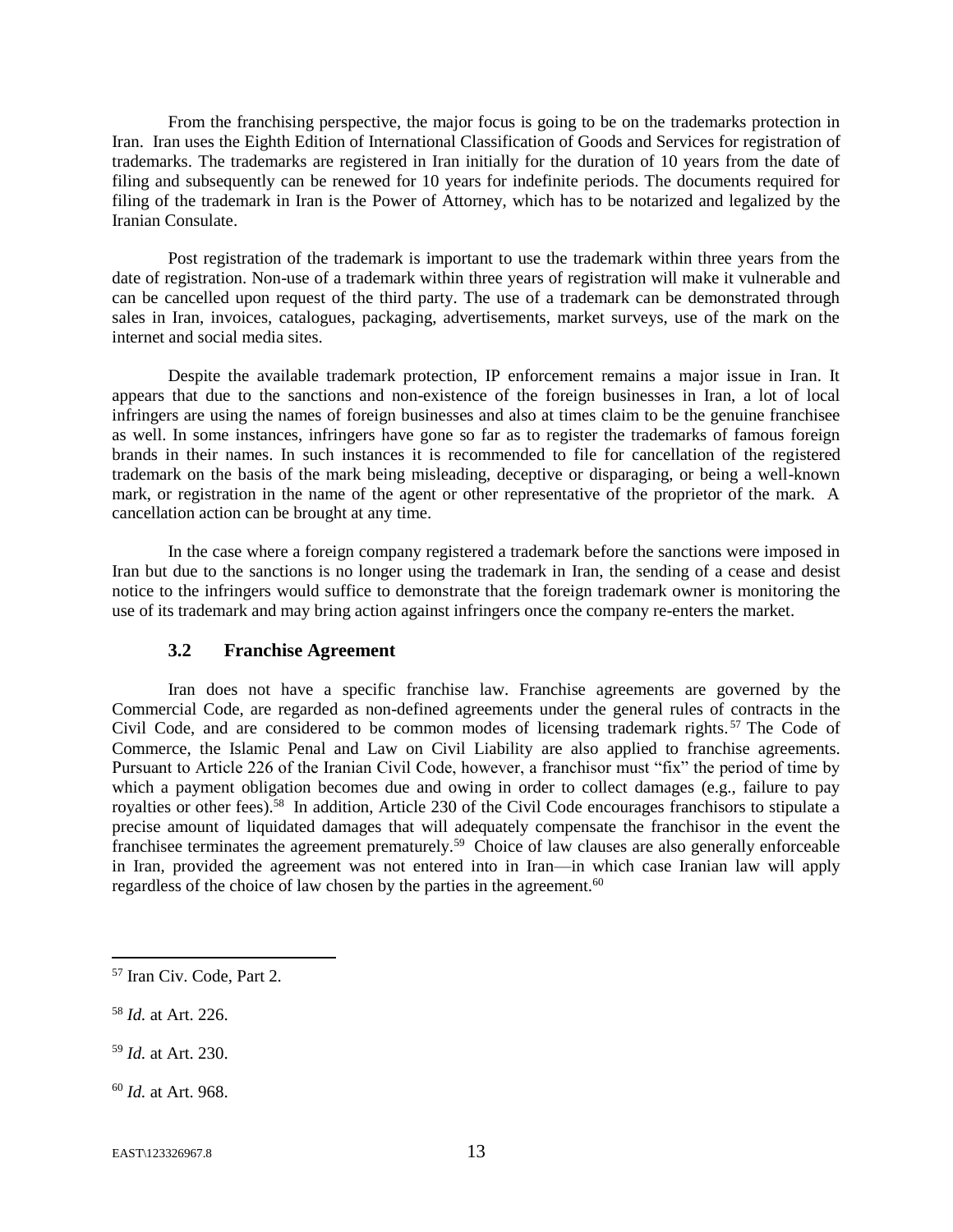From the franchising perspective, the major focus is going to be on the trademarks protection in Iran. Iran uses the Eighth Edition of International Classification of Goods and Services for registration of trademarks. The trademarks are registered in Iran initially for the duration of 10 years from the date of filing and subsequently can be renewed for 10 years for indefinite periods. The documents required for filing of the trademark in Iran is the Power of Attorney, which has to be notarized and legalized by the Iranian Consulate.

Post registration of the trademark is important to use the trademark within three years from the date of registration. Non-use of a trademark within three years of registration will make it vulnerable and can be cancelled upon request of the third party. The use of a trademark can be demonstrated through sales in Iran, invoices, catalogues, packaging, advertisements, market surveys, use of the mark on the internet and social media sites.

Despite the available trademark protection, IP enforcement remains a major issue in Iran. It appears that due to the sanctions and non-existence of the foreign businesses in Iran, a lot of local infringers are using the names of foreign businesses and also at times claim to be the genuine franchisee as well. In some instances, infringers have gone so far as to register the trademarks of famous foreign brands in their names. In such instances it is recommended to file for cancellation of the registered trademark on the basis of the mark being misleading, deceptive or disparaging, or being a well-known mark, or registration in the name of the agent or other representative of the proprietor of the mark. A cancellation action can be brought at any time.

In the case where a foreign company registered a trademark before the sanctions were imposed in Iran but due to the sanctions is no longer using the trademark in Iran, the sending of a cease and desist notice to the infringers would suffice to demonstrate that the foreign trademark owner is monitoring the use of its trademark and may bring action against infringers once the company re-enters the market.

### 3.2 Franchise Agreement

Iran does not have a specific franchise law. Franchise agreements are governed by the Commercial Code, are regarded as non-defined agreements under the general rules of contracts in the Civil Code, and are considered to be common modes of licensing trademark rights.[57] The Code of Commerce, the Islamic Penal and Law on Civil Liability are also applied to franchise agreements. Pursuant to Article 226 of the Iranian Civil Code, however, a franchisor must "fix" the period of time by which a payment obligation becomes due and owing in order to collect damages (e.g., failure to pay royalties or other fees).[58] In addition, Article 230 of the Civil Code encourages franchisors to stipulate a precise amount of liquidated damages that will adequately compensate the franchisor in the event the franchisee terminates the agreement prematurely.[59] Choice of law clauses are also generally enforceable in Iran, provided the agreement was not entered into in Iran—in which case Iranian law will apply regardless of the choice of law chosen by the parties in the agreement.[60]

---

[57] Iran Civ. Code, Part 2.

[58] *Id.* at Art. 226.

[59] *Id.* at Art. 230.

[60] *Id.* at Art. 968.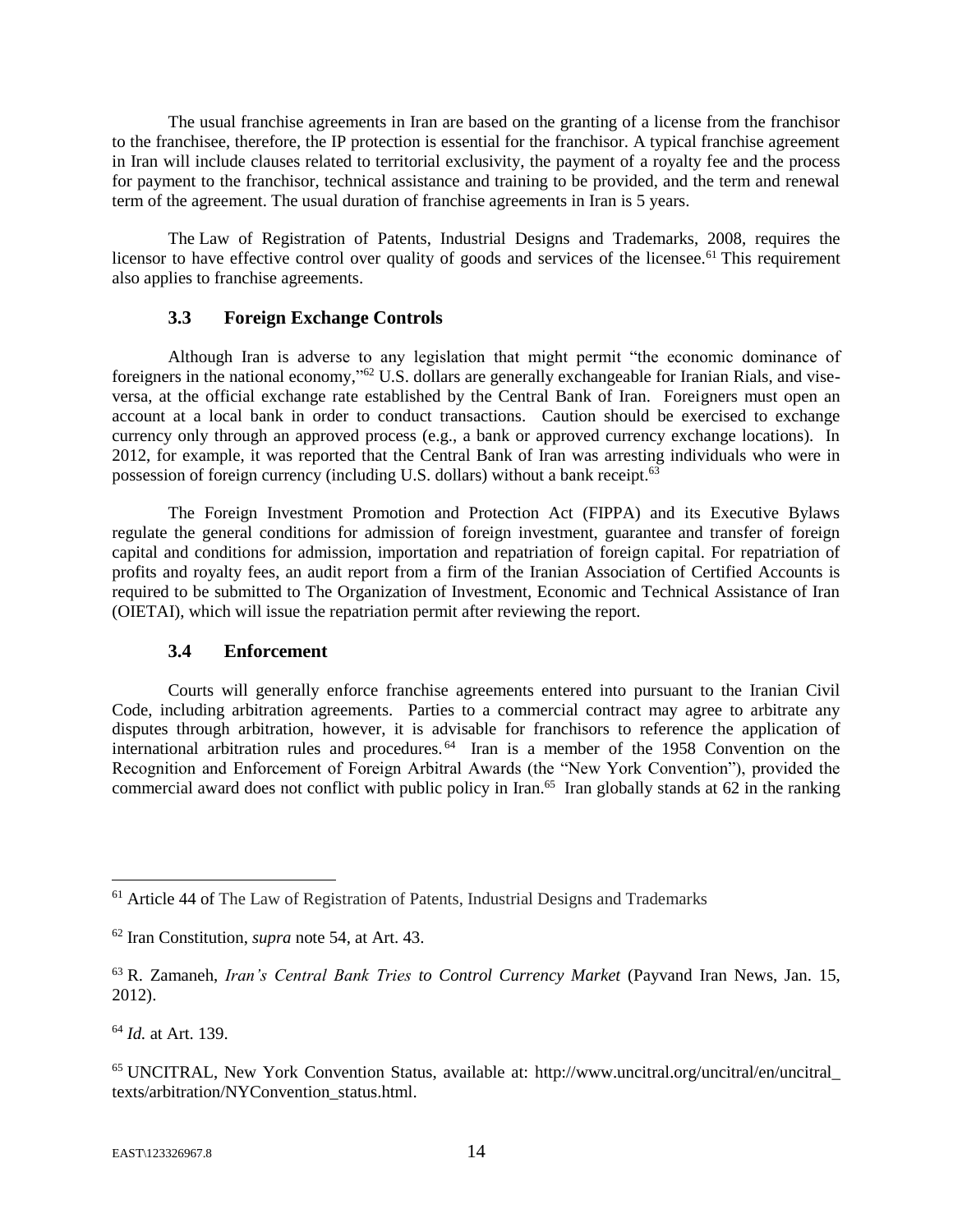The usual franchise agreements in Iran are based on the granting of a license from the franchisor to the franchisee, therefore, the IP protection is essential for the franchisor. A typical franchise agreement in Iran will include clauses related to territorial exclusivity, the payment of a royalty fee and the process for payment to the franchisor, technical assistance and training to be provided, and the term and renewal term of the agreement. The usual duration of franchise agreements in Iran is 5 years.

The Law of Registration of Patents, Industrial Designs and Trademarks, 2008, requires the licensor to have effective control over quality of goods and services of the licensee.[61] This requirement also applies to franchise agreements.

### 3.3 Foreign Exchange Controls

Although Iran is adverse to any legislation that might permit "the economic dominance of foreigners in the national economy,"[62] U.S. dollars are generally exchangeable for Iranian Rials, and vise-versa, at the official exchange rate established by the Central Bank of Iran. Foreigners must open an account at a local bank in order to conduct transactions. Caution should be exercised to exchange currency only through an approved process (e.g., a bank or approved currency exchange locations). In 2012, for example, it was reported that the Central Bank of Iran was arresting individuals who were in possession of foreign currency (including U.S. dollars) without a bank receipt.[63]

The Foreign Investment Promotion and Protection Act (FIPPA) and its Executive Bylaws regulate the general conditions for admission of foreign investment, guarantee and transfer of foreign capital and conditions for admission, importation and repatriation of foreign capital. For repatriation of profits and royalty fees, an audit report from a firm of the Iranian Association of Certified Accounts is required to be submitted to The Organization of Investment, Economic and Technical Assistance of Iran (OIETAI), which will issue the repatriation permit after reviewing the report.

### 3.4 Enforcement

Courts will generally enforce franchise agreements entered into pursuant to the Iranian Civil Code, including arbitration agreements. Parties to a commercial contract may agree to arbitrate any disputes through arbitration, however, it is advisable for franchisors to reference the application of international arbitration rules and procedures.[64] Iran is a member of the 1958 Convention on the Recognition and Enforcement of Foreign Arbitral Awards (the "New York Convention"), provided the commercial award does not conflict with public policy in Iran.[65] Iran globally stands at 62 in the ranking

---

[61] Article 44 of The Law of Registration of Patents, Industrial Designs and Trademarks

[62] Iran Constitution, *supra* note 54, at Art. 43.

[63] R. Zamaneh, *Iran's Central Bank Tries to Control Currency Market* (Payvand Iran News, Jan. 15, 2012).

[64] *Id.* at Art. 139.

[65] UNCITRAL, New York Convention Status, available at: http://www.uncitral.org/uncitral/en/uncitral_texts/arbitration/NYConvention_status.html.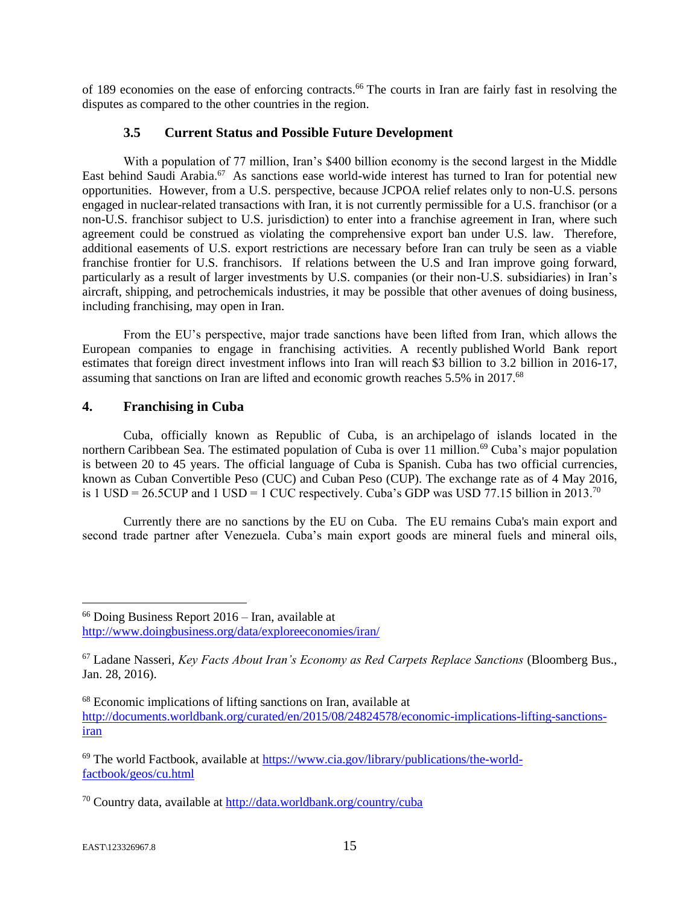of 189 economies on the ease of enforcing contracts.[66] The courts in Iran are fairly fast in resolving the disputes as compared to the other countries in the region.

### 3.5 Current Status and Possible Future Development

With a population of 77 million, Iran's $400 billion economy is the second largest in the Middle East behind Saudi Arabia.[67] As sanctions ease world-wide interest has turned to Iran for potential new opportunities. However, from a U.S. perspective, because JCPOA relief relates only to non-U.S. persons engaged in nuclear-related transactions with Iran, it is not currently permissible for a U.S. franchisor (or a non-U.S. franchisor subject to U.S. jurisdiction) to enter into a franchise agreement in Iran, where such agreement could be construed as violating the comprehensive export ban under U.S. law. Therefore, additional easements of U.S. export restrictions are necessary before Iran can truly be seen as a viable franchise frontier for U.S. franchisors. If relations between the U.S and Iran improve going forward, particularly as a result of larger investments by U.S. companies (or their non-U.S. subsidiaries) in Iran's aircraft, shipping, and petrochemicals industries, it may be possible that other avenues of doing business, including franchising, may open in Iran.

From the EU's perspective, major trade sanctions have been lifted from Iran, which allows the European companies to engage in franchising activities. A recently published World Bank report estimates that foreign direct investment inflows into Iran will reach $3 billion to 3.2 billion in 2016-17, assuming that sanctions on Iran are lifted and economic growth reaches 5.5% in 2017.[68]

## 4. Franchising in Cuba

Cuba, officially known as Republic of Cuba, is an archipelago of islands located in the northern Caribbean Sea. The estimated population of Cuba is over 11 million.[69] Cuba's major population is between 20 to 45 years. The official language of Cuba is Spanish. Cuba has two official currencies, known as Cuban Convertible Peso (CUC) and Cuban Peso (CUP). The exchange rate as of 4 May 2016, is 1 USD = 26.5CUP and 1 USD = 1 CUC respectively. Cuba's GDP was USD 77.15 billion in 2013.[70]

Currently there are no sanctions by the EU on Cuba. The EU remains Cuba's main export and second trade partner after Venezuela. Cuba's main export goods are mineral fuels and mineral oils,

---

[66] Doing Business Report 2016 – Iran, available at http://www.doingbusiness.org/data/exploreeconomies/iran/

[67] Ladane Nasseri, *Key Facts About Iran's Economy as Red Carpets Replace Sanctions* (Bloomberg Bus., Jan. 28, 2016).

[68] Economic implications of lifting sanctions on Iran, available at http://documents.worldbank.org/curated/en/2015/08/24824578/economic-implications-lifting-sanctions-iran

[69] The world Factbook, available at https://www.cia.gov/library/publications/the-world-factbook/geos/cu.html

[70] Country data, available at http://data.worldbank.org/country/cuba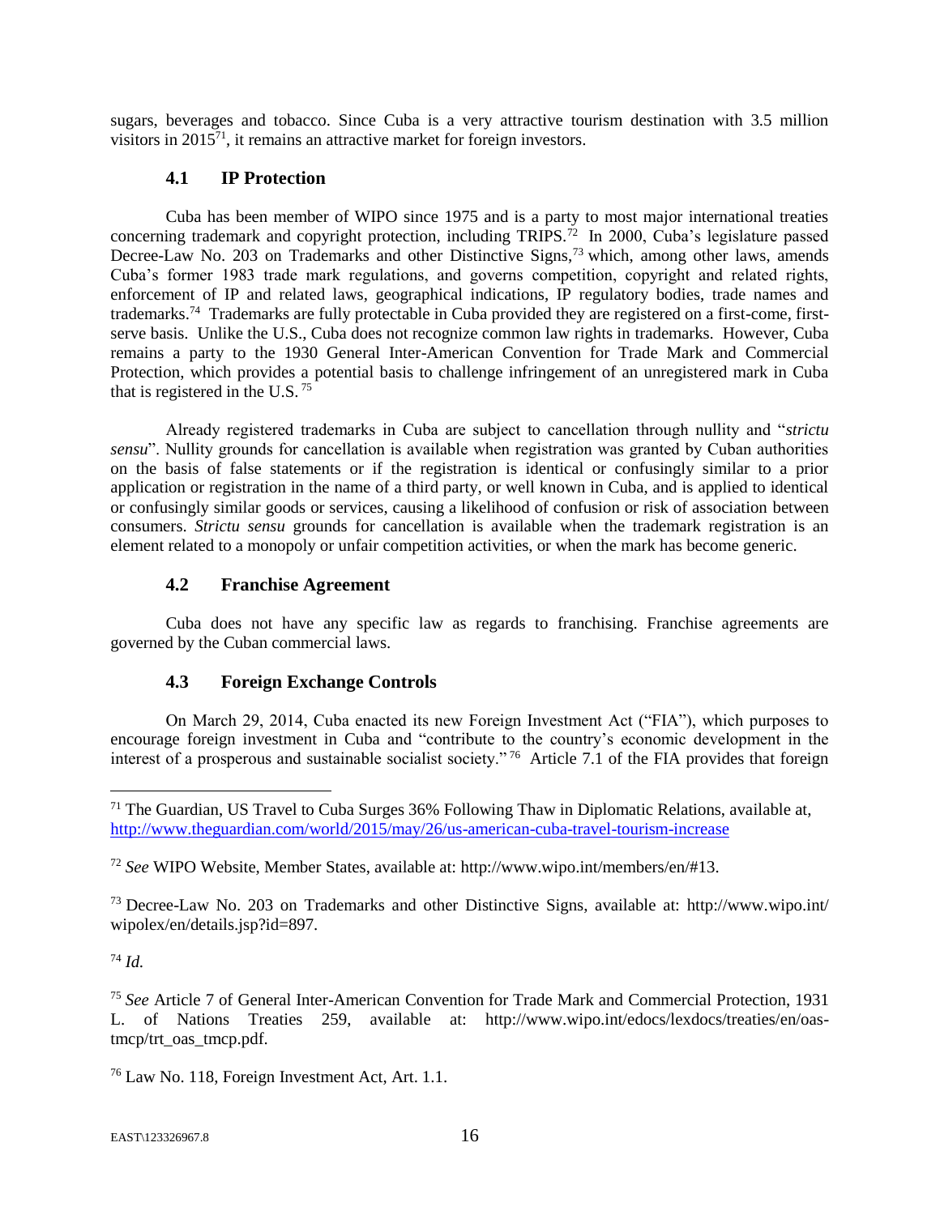sugars, beverages and tobacco. Since Cuba is a very attractive tourism destination with 3.5 million visitors in 2015[71], it remains an attractive market for foreign investors.

### 4.1 IP Protection

Cuba has been member of WIPO since 1975 and is a party to most major international treaties concerning trademark and copyright protection, including TRIPS.[72] In 2000, Cuba's legislature passed Decree-Law No. 203 on Trademarks and other Distinctive Signs,[73] which, among other laws, amends Cuba's former 1983 trade mark regulations, and governs competition, copyright and related rights, enforcement of IP and related laws, geographical indications, IP regulatory bodies, trade names and trademarks.[74] Trademarks are fully protectable in Cuba provided they are registered on a first-come, first-serve basis. Unlike the U.S., Cuba does not recognize common law rights in trademarks. However, Cuba remains a party to the 1930 General Inter-American Convention for Trade Mark and Commercial Protection, which provides a potential basis to challenge infringement of an unregistered mark in Cuba that is registered in the U.S.[75]

Already registered trademarks in Cuba are subject to cancellation through nullity and "*strictu sensu*". Nullity grounds for cancellation is available when registration was granted by Cuban authorities on the basis of false statements or if the registration is identical or confusingly similar to a prior application or registration in the name of a third party, or well known in Cuba, and is applied to identical or confusingly similar goods or services, causing a likelihood of confusion or risk of association between consumers. *Strictu sensu* grounds for cancellation is available when the trademark registration is an element related to a monopoly or unfair competition activities, or when the mark has become generic.

### 4.2 Franchise Agreement

Cuba does not have any specific law as regards to franchising. Franchise agreements are governed by the Cuban commercial laws.

### 4.3 Foreign Exchange Controls

On March 29, 2014, Cuba enacted its new Foreign Investment Act ("FIA"), which purposes to encourage foreign investment in Cuba and "contribute to the country's economic development in the interest of a prosperous and sustainable socialist society."[76] Article 7.1 of the FIA provides that foreign

---

[71] The Guardian, US Travel to Cuba Surges 36% Following Thaw in Diplomatic Relations, available at, http://www.theguardian.com/world/2015/may/26/us-american-cuba-travel-tourism-increase

[72] *See* WIPO Website, Member States, available at: http://www.wipo.int/members/en/#13.

[73] Decree-Law No. 203 on Trademarks and other Distinctive Signs, available at: http://www.wipo.int/wipolex/en/details.jsp?id=897.

[74] *Id.*

[75] *See* Article 7 of General Inter-American Convention for Trade Mark and Commercial Protection, 1931 L. of Nations Treaties 259, available at: http://www.wipo.int/edocs/lexdocs/treaties/en/oas-tmcp/trt_oas_tmcp.pdf.

[76] Law No. 118, Foreign Investment Act, Art. 1.1.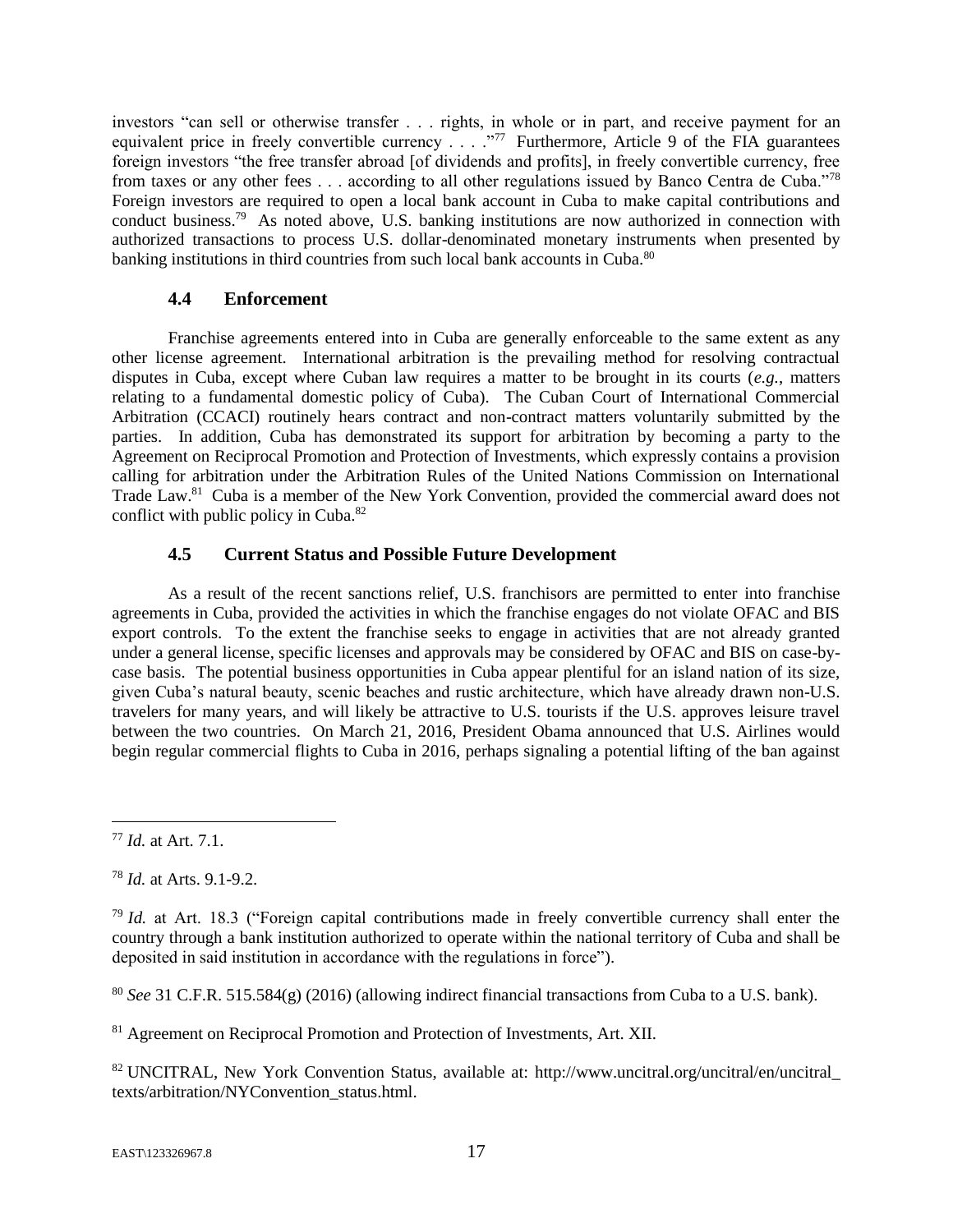investors "can sell or otherwise transfer . . . rights, in whole or in part, and receive payment for an equivalent price in freely convertible currency . . . ."[77] Furthermore, Article 9 of the FIA guarantees foreign investors "the free transfer abroad [of dividends and profits], in freely convertible currency, free from taxes or any other fees . . . according to all other regulations issued by Banco Centra de Cuba."[78] Foreign investors are required to open a local bank account in Cuba to make capital contributions and conduct business.[79] As noted above, U.S. banking institutions are now authorized in connection with authorized transactions to process U.S. dollar-denominated monetary instruments when presented by banking institutions in third countries from such local bank accounts in Cuba.[80]

### 4.4 Enforcement

Franchise agreements entered into in Cuba are generally enforceable to the same extent as any other license agreement. International arbitration is the prevailing method for resolving contractual disputes in Cuba, except where Cuban law requires a matter to be brought in its courts (*e.g.*, matters relating to a fundamental domestic policy of Cuba). The Cuban Court of International Commercial Arbitration (CCACI) routinely hears contract and non-contract matters voluntarily submitted by the parties. In addition, Cuba has demonstrated its support for arbitration by becoming a party to the Agreement on Reciprocal Promotion and Protection of Investments, which expressly contains a provision calling for arbitration under the Arbitration Rules of the United Nations Commission on International Trade Law.[81] Cuba is a member of the New York Convention, provided the commercial award does not conflict with public policy in Cuba.[82]

### 4.5 Current Status and Possible Future Development

As a result of the recent sanctions relief, U.S. franchisors are permitted to enter into franchise agreements in Cuba, provided the activities in which the franchise engages do not violate OFAC and BIS export controls. To the extent the franchise seeks to engage in activities that are not already granted under a general license, specific licenses and approvals may be considered by OFAC and BIS on case-by-case basis. The potential business opportunities in Cuba appear plentiful for an island nation of its size, given Cuba's natural beauty, scenic beaches and rustic architecture, which have already drawn non-U.S. travelers for many years, and will likely be attractive to U.S. tourists if the U.S. approves leisure travel between the two countries. On March 21, 2016, President Obama announced that U.S. Airlines would begin regular commercial flights to Cuba in 2016, perhaps signaling a potential lifting of the ban against

---

[77] *Id.* at Art. 7.1.

[78] *Id.* at Arts. 9.1-9.2.

[79] *Id.* at Art. 18.3 ("Foreign capital contributions made in freely convertible currency shall enter the country through a bank institution authorized to operate within the national territory of Cuba and shall be deposited in said institution in accordance with the regulations in force").

[80] *See* 31 C.F.R. 515.584(g) (2016) (allowing indirect financial transactions from Cuba to a U.S. bank).

[81] Agreement on Reciprocal Promotion and Protection of Investments, Art. XII.

[82] UNCITRAL, New York Convention Status, available at: http://www.uncitral.org/uncitral/en/uncitral_texts/arbitration/NYConvention_status.html.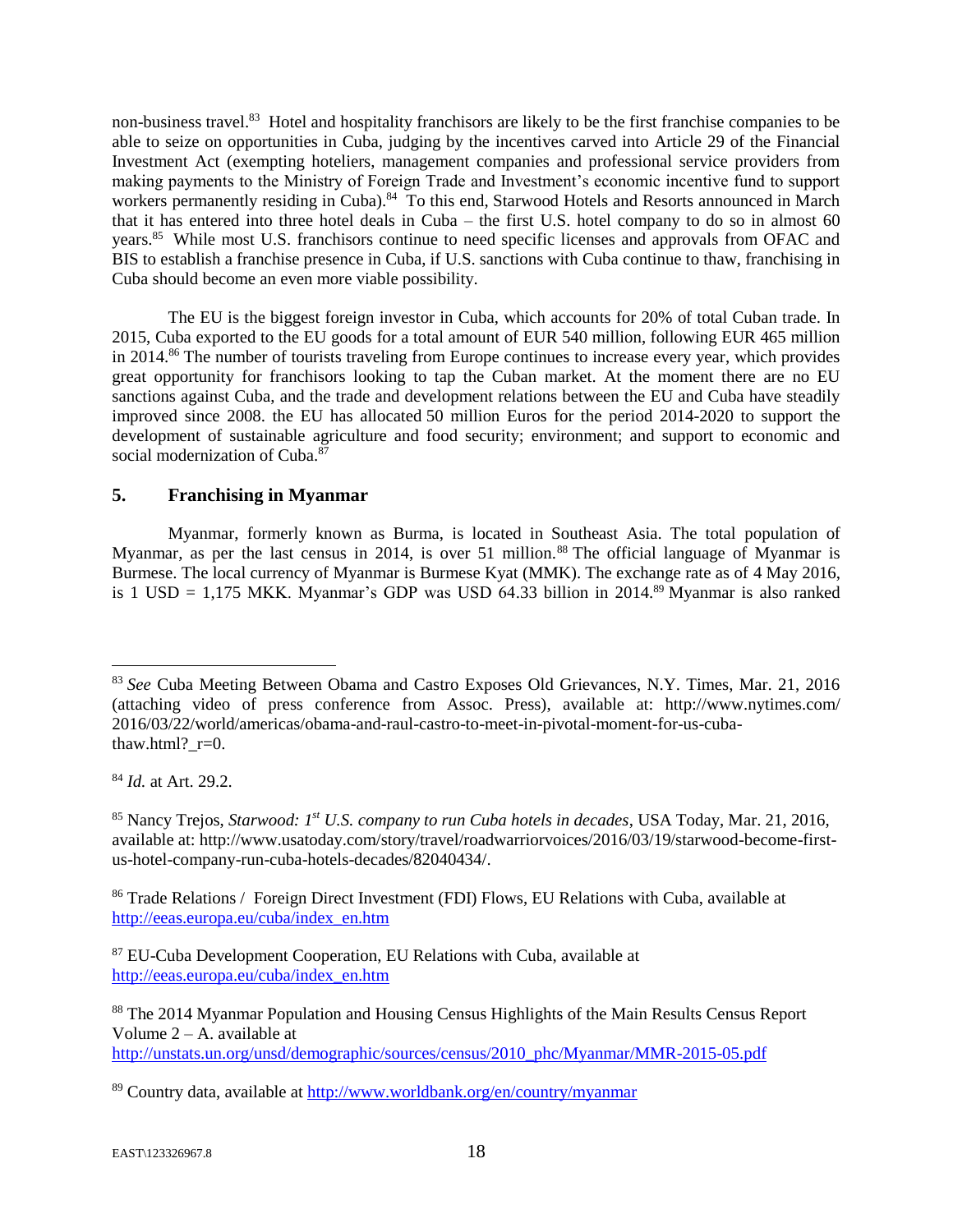non-business travel.[83] Hotel and hospitality franchisors are likely to be the first franchise companies to be able to seize on opportunities in Cuba, judging by the incentives carved into Article 29 of the Financial Investment Act (exempting hoteliers, management companies and professional service providers from making payments to the Ministry of Foreign Trade and Investment's economic incentive fund to support workers permanently residing in Cuba).[84] To this end, Starwood Hotels and Resorts announced in March that it has entered into three hotel deals in Cuba – the first U.S. hotel company to do so in almost 60 years.[85] While most U.S. franchisors continue to need specific licenses and approvals from OFAC and BIS to establish a franchise presence in Cuba, if U.S. sanctions with Cuba continue to thaw, franchising in Cuba should become an even more viable possibility.

The EU is the biggest foreign investor in Cuba, which accounts for 20% of total Cuban trade. In 2015, Cuba exported to the EU goods for a total amount of EUR 540 million, following EUR 465 million in 2014.[86] The number of tourists traveling from Europe continues to increase every year, which provides great opportunity for franchisors looking to tap the Cuban market. At the moment there are no EU sanctions against Cuba, and the trade and development relations between the EU and Cuba have steadily improved since 2008. the EU has allocated 50 million Euros for the period 2014-2020 to support the development of sustainable agriculture and food security; environment; and support to economic and social modernization of Cuba.[87]

## 5. Franchising in Myanmar

Myanmar, formerly known as Burma, is located in Southeast Asia. The total population of Myanmar, as per the last census in 2014, is over 51 million.[88] The official language of Myanmar is Burmese. The local currency of Myanmar is Burmese Kyat (MMK). The exchange rate as of 4 May 2016, is 1 USD = 1,175 MKK. Myanmar's GDP was USD 64.33 billion in 2014.[89] Myanmar is also ranked

---

[83] *See* Cuba Meeting Between Obama and Castro Exposes Old Grievances, N.Y. Times, Mar. 21, 2016 (attaching video of press conference from Assoc. Press), available at: http://www.nytimes.com/2016/03/22/world/americas/obama-and-raul-castro-to-meet-in-pivotal-moment-for-us-cuba-thaw.html?_r=0.

[84] *Id.* at Art. 29.2.

[85] Nancy Trejos, *Starwood: 1st U.S. company to run Cuba hotels in decades*, USA Today, Mar. 21, 2016, available at: http://www.usatoday.com/story/travel/roadwarriorvoices/2016/03/19/starwood-become-first-us-hotel-company-run-cuba-hotels-decades/82040434/.

[86] Trade Relations / Foreign Direct Investment (FDI) Flows, EU Relations with Cuba, available at http://eeas.europa.eu/cuba/index_en.htm

[87] EU-Cuba Development Cooperation, EU Relations with Cuba, available at http://eeas.europa.eu/cuba/index_en.htm

[88] The 2014 Myanmar Population and Housing Census Highlights of the Main Results Census Report Volume 2 – A. available at http://unstats.un.org/unsd/demographic/sources/census/2010_phc/Myanmar/MMR-2015-05.pdf

[89] Country data, available at http://www.worldbank.org/en/country/myanmar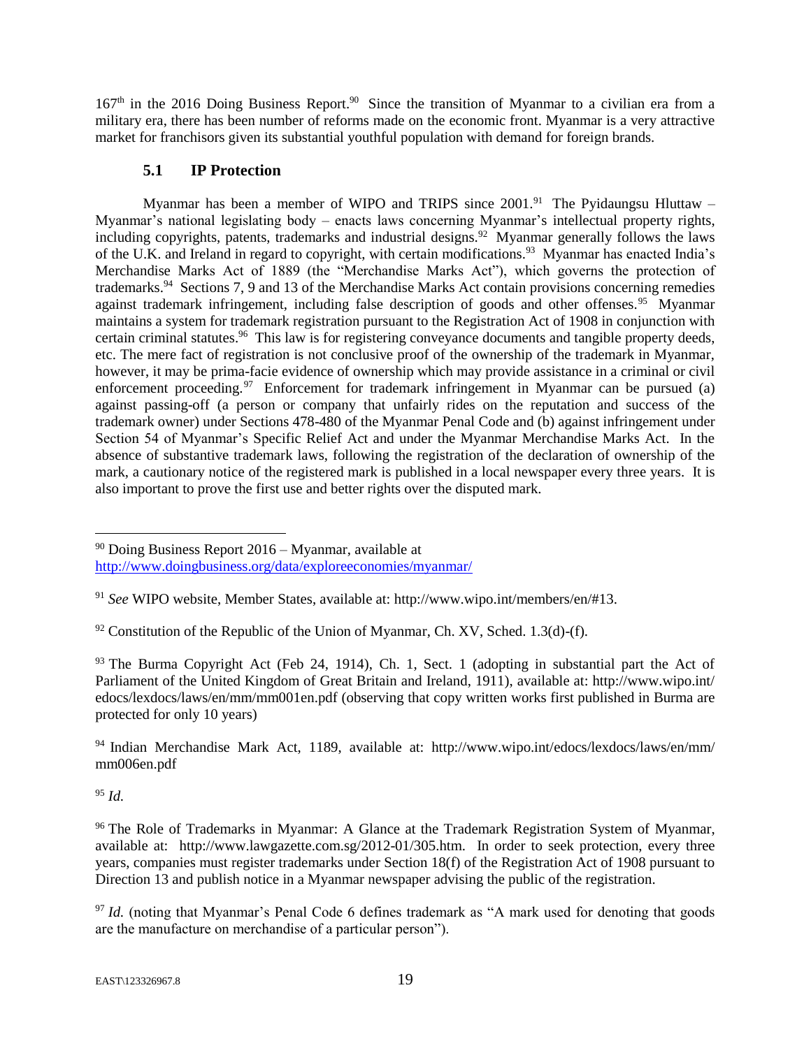167th in the 2016 Doing Business Report.[90] Since the transition of Myanmar to a civilian era from a military era, there has been number of reforms made on the economic front. Myanmar is a very attractive market for franchisors given its substantial youthful population with demand for foreign brands.

### 5.1 IP Protection

Myanmar has been a member of WIPO and TRIPS since 2001.[91] The Pyidaungsu Hluttaw – Myanmar's national legislating body – enacts laws concerning Myanmar's intellectual property rights, including copyrights, patents, trademarks and industrial designs.[92] Myanmar generally follows the laws of the U.K. and Ireland in regard to copyright, with certain modifications.[93] Myanmar has enacted India's Merchandise Marks Act of 1889 (the "Merchandise Marks Act"), which governs the protection of trademarks.[94] Sections 7, 9 and 13 of the Merchandise Marks Act contain provisions concerning remedies against trademark infringement, including false description of goods and other offenses.[95] Myanmar maintains a system for trademark registration pursuant to the Registration Act of 1908 in conjunction with certain criminal statutes.[96] This law is for registering conveyance documents and tangible property deeds, etc. The mere fact of registration is not conclusive proof of the ownership of the trademark in Myanmar, however, it may be prima-facie evidence of ownership which may provide assistance in a criminal or civil enforcement proceeding.[97] Enforcement for trademark infringement in Myanmar can be pursued (a) against passing-off (a person or company that unfairly rides on the reputation and success of the trademark owner) under Sections 478-480 of the Myanmar Penal Code and (b) against infringement under Section 54 of Myanmar's Specific Relief Act and under the Myanmar Merchandise Marks Act. In the absence of substantive trademark laws, following the registration of the declaration of ownership of the mark, a cautionary notice of the registered mark is published in a local newspaper every three years. It is also important to prove the first use and better rights over the disputed mark.

---

[90] Doing Business Report 2016 – Myanmar, available at http://www.doingbusiness.org/data/exploreeconomies/myanmar/

[91] *See* WIPO website, Member States, available at: http://www.wipo.int/members/en/#13.

[92] Constitution of the Republic of the Union of Myanmar, Ch. XV, Sched. 1.3(d)-(f).

[93] The Burma Copyright Act (Feb 24, 1914), Ch. 1, Sect. 1 (adopting in substantial part the Act of Parliament of the United Kingdom of Great Britain and Ireland, 1911), available at: http://www.wipo.int/edocs/lexdocs/laws/en/mm/mm001en.pdf (observing that copy written works first published in Burma are protected for only 10 years)

[94] Indian Merchandise Mark Act, 1189, available at: http://www.wipo.int/edocs/lexdocs/laws/en/mm/mm006en.pdf

[95] *Id.*

[96] The Role of Trademarks in Myanmar: A Glance at the Trademark Registration System of Myanmar, available at: http://www.lawgazette.com.sg/2012-01/305.htm. In order to seek protection, every three years, companies must register trademarks under Section 18(f) of the Registration Act of 1908 pursuant to Direction 13 and publish notice in a Myanmar newspaper advising the public of the registration.

[97] *Id.* (noting that Myanmar's Penal Code 6 defines trademark as "A mark used for denoting that goods are the manufacture on merchandise of a particular person").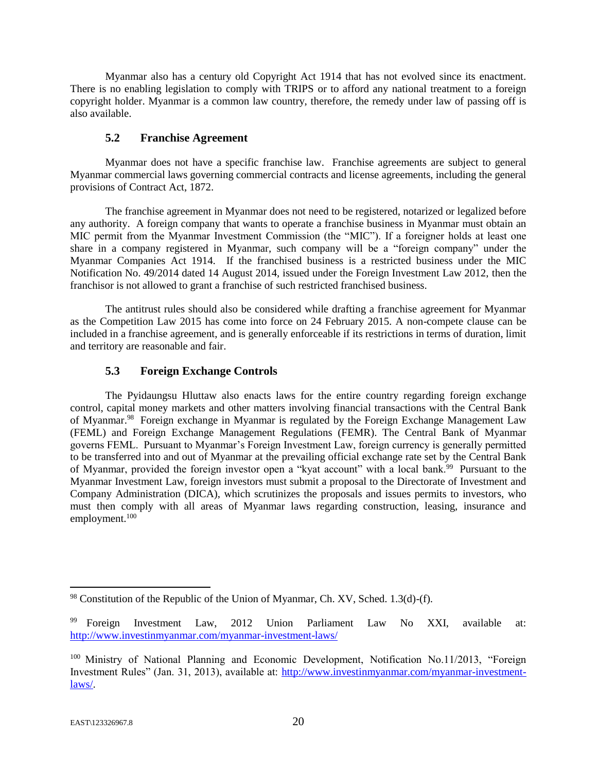Myanmar also has a century old Copyright Act 1914 that has not evolved since its enactment. There is no enabling legislation to comply with TRIPS or to afford any national treatment to a foreign copyright holder. Myanmar is a common law country, therefore, the remedy under law of passing off is also available.

### 5.2 Franchise Agreement

Myanmar does not have a specific franchise law. Franchise agreements are subject to general Myanmar commercial laws governing commercial contracts and license agreements, including the general provisions of Contract Act, 1872.

The franchise agreement in Myanmar does not need to be registered, notarized or legalized before any authority. A foreign company that wants to operate a franchise business in Myanmar must obtain an MIC permit from the Myanmar Investment Commission (the "MIC"). If a foreigner holds at least one share in a company registered in Myanmar, such company will be a "foreign company" under the Myanmar Companies Act 1914. If the franchised business is a restricted business under the MIC Notification No. 49/2014 dated 14 August 2014, issued under the Foreign Investment Law 2012, then the franchisor is not allowed to grant a franchise of such restricted franchised business.

The antitrust rules should also be considered while drafting a franchise agreement for Myanmar as the Competition Law 2015 has come into force on 24 February 2015. A non-compete clause can be included in a franchise agreement, and is generally enforceable if its restrictions in terms of duration, limit and territory are reasonable and fair.

### 5.3 Foreign Exchange Controls

The Pyidaungsu Hluttaw also enacts laws for the entire country regarding foreign exchange control, capital money markets and other matters involving financial transactions with the Central Bank of Myanmar.[98] Foreign exchange in Myanmar is regulated by the Foreign Exchange Management Law (FEML) and Foreign Exchange Management Regulations (FEMR). The Central Bank of Myanmar governs FEML. Pursuant to Myanmar's Foreign Investment Law, foreign currency is generally permitted to be transferred into and out of Myanmar at the prevailing official exchange rate set by the Central Bank of Myanmar, provided the foreign investor open a "kyat account" with a local bank.[99] Pursuant to the Myanmar Investment Law, foreign investors must submit a proposal to the Directorate of Investment and Company Administration (DICA), which scrutinizes the proposals and issues permits to investors, who must then comply with all areas of Myanmar laws regarding construction, leasing, insurance and employment.[100]

---

[98] Constitution of the Republic of the Union of Myanmar, Ch. XV, Sched. 1.3(d)-(f).

[99] Foreign Investment Law, 2012 Union Parliament Law No XXI, available at: http://www.investinmyanmar.com/myanmar-investment-laws/

[100] Ministry of National Planning and Economic Development, Notification No.11/2013, "Foreign Investment Rules" (Jan. 31, 2013), available at: http://www.investinmyanmar.com/myanmar-investment-laws/.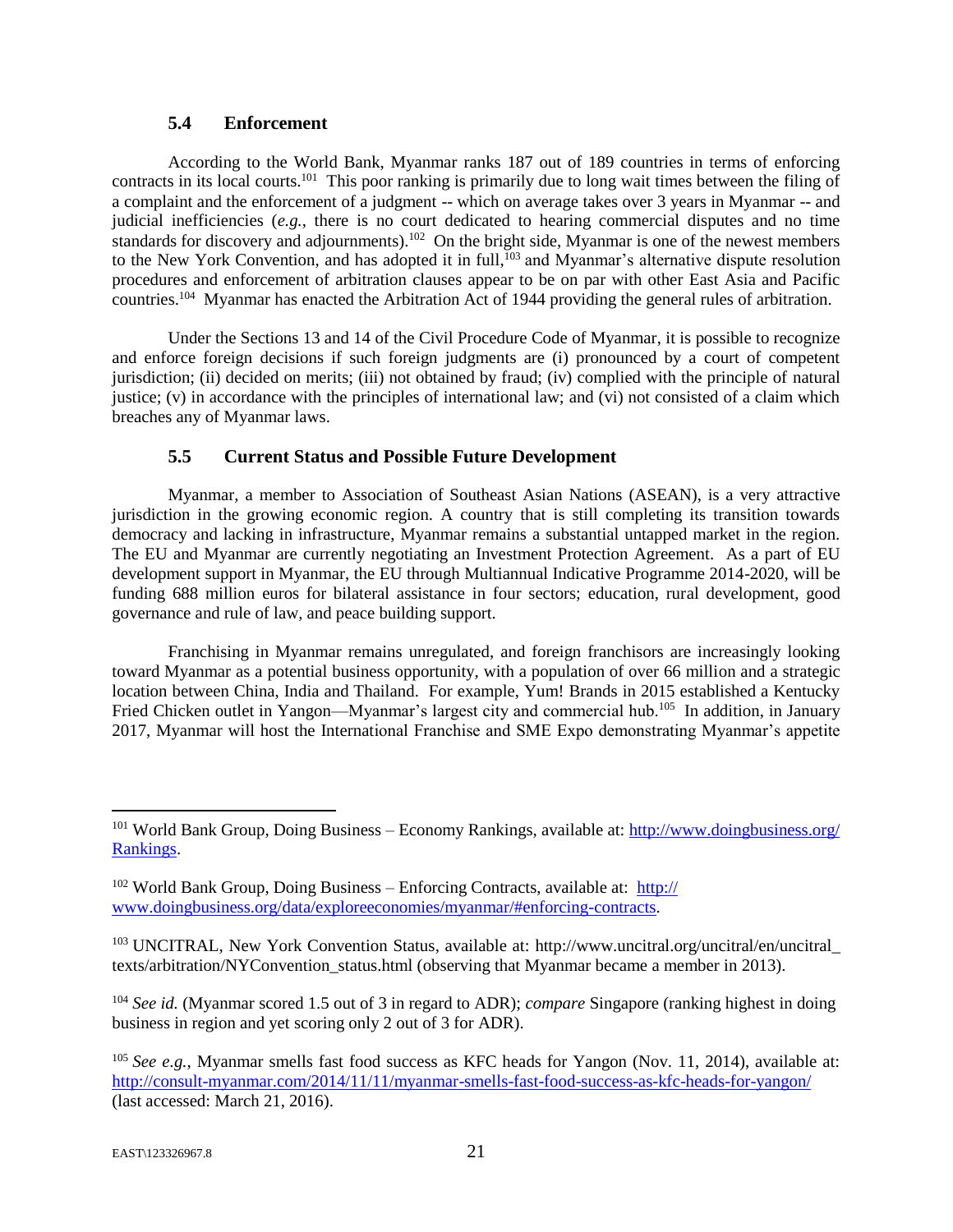### 5.4 Enforcement

According to the World Bank, Myanmar ranks 187 out of 189 countries in terms of enforcing contracts in its local courts.[101] This poor ranking is primarily due to long wait times between the filing of a complaint and the enforcement of a judgment -- which on average takes over 3 years in Myanmar -- and judicial inefficiencies (*e.g.*, there is no court dedicated to hearing commercial disputes and no time standards for discovery and adjournments).[102] On the bright side, Myanmar is one of the newest members to the New York Convention, and has adopted it in full,[103] and Myanmar's alternative dispute resolution procedures and enforcement of arbitration clauses appear to be on par with other East Asia and Pacific countries.[104] Myanmar has enacted the Arbitration Act of 1944 providing the general rules of arbitration.

Under the Sections 13 and 14 of the Civil Procedure Code of Myanmar, it is possible to recognize and enforce foreign decisions if such foreign judgments are (i) pronounced by a court of competent jurisdiction; (ii) decided on merits; (iii) not obtained by fraud; (iv) complied with the principle of natural justice; (v) in accordance with the principles of international law; and (vi) not consisted of a claim which breaches any of Myanmar laws.

### 5.5 Current Status and Possible Future Development

Myanmar, a member to Association of Southeast Asian Nations (ASEAN), is a very attractive jurisdiction in the growing economic region. A country that is still completing its transition towards democracy and lacking in infrastructure, Myanmar remains a substantial untapped market in the region. The EU and Myanmar are currently negotiating an Investment Protection Agreement. As a part of EU development support in Myanmar, the EU through Multiannual Indicative Programme 2014-2020, will be funding 688 million euros for bilateral assistance in four sectors; education, rural development, good governance and rule of law, and peace building support.

Franchising in Myanmar remains unregulated, and foreign franchisors are increasingly looking toward Myanmar as a potential business opportunity, with a population of over 66 million and a strategic location between China, India and Thailand. For example, Yum! Brands in 2015 established a Kentucky Fried Chicken outlet in Yangon—Myanmar's largest city and commercial hub.[105] In addition, in January 2017, Myanmar will host the International Franchise and SME Expo demonstrating Myanmar's appetite

---

[101] World Bank Group, Doing Business – Economy Rankings, available at: http://www.doingbusiness.org/Rankings.

[102] World Bank Group, Doing Business – Enforcing Contracts, available at: http://www.doingbusiness.org/data/exploreeconomies/myanmar/#enforcing-contracts.

[103] UNCITRAL, New York Convention Status, available at: http://www.uncitral.org/uncitral/en/uncitral_texts/arbitration/NYConvention_status.html (observing that Myanmar became a member in 2013).

[104] *See id.* (Myanmar scored 1.5 out of 3 in regard to ADR); *compare* Singapore (ranking highest in doing business in region and yet scoring only 2 out of 3 for ADR).

[105] *See e.g.*, Myanmar smells fast food success as KFC heads for Yangon (Nov. 11, 2014), available at: http://consult-myanmar.com/2014/11/11/myanmar-smells-fast-food-success-as-kfc-heads-for-yangon/ (last accessed: March 21, 2016).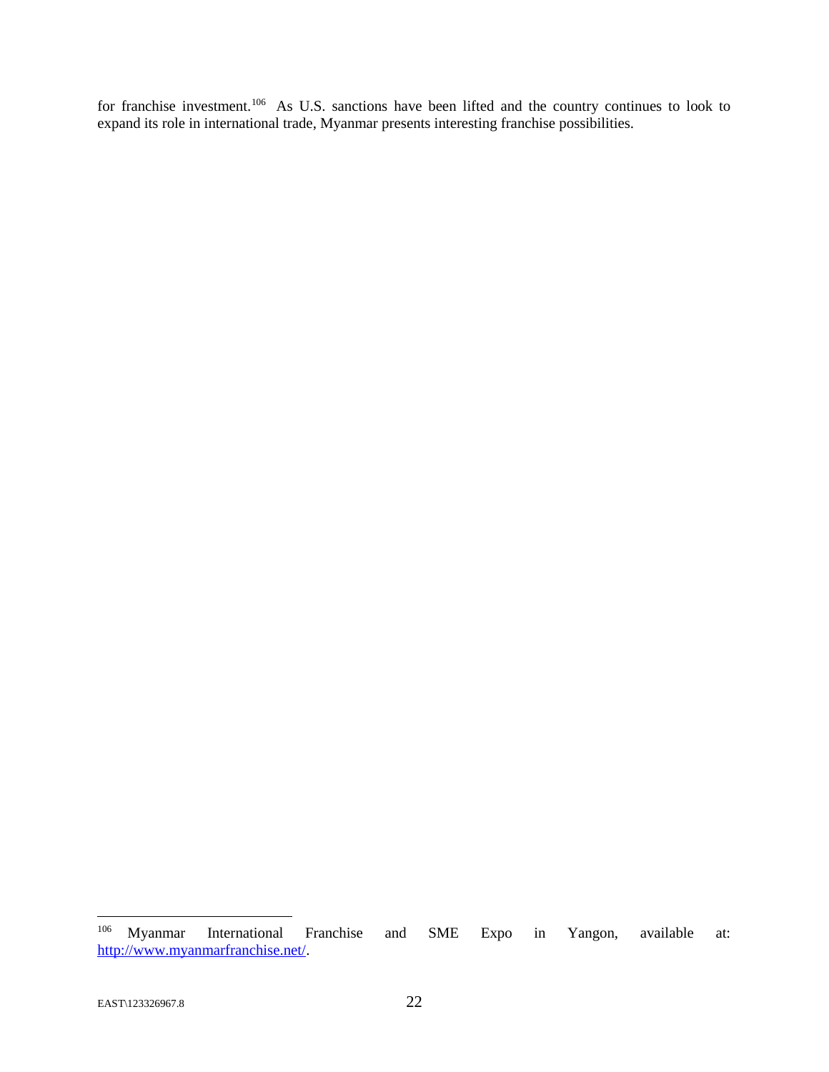for franchise investment.[106] As U.S. sanctions have been lifted and the country continues to look to expand its role in international trade, Myanmar presents interesting franchise possibilities.

---

[106] Myanmar International Franchise and SME Expo in Yangon, available at: http://www.myanmarfranchise.net/.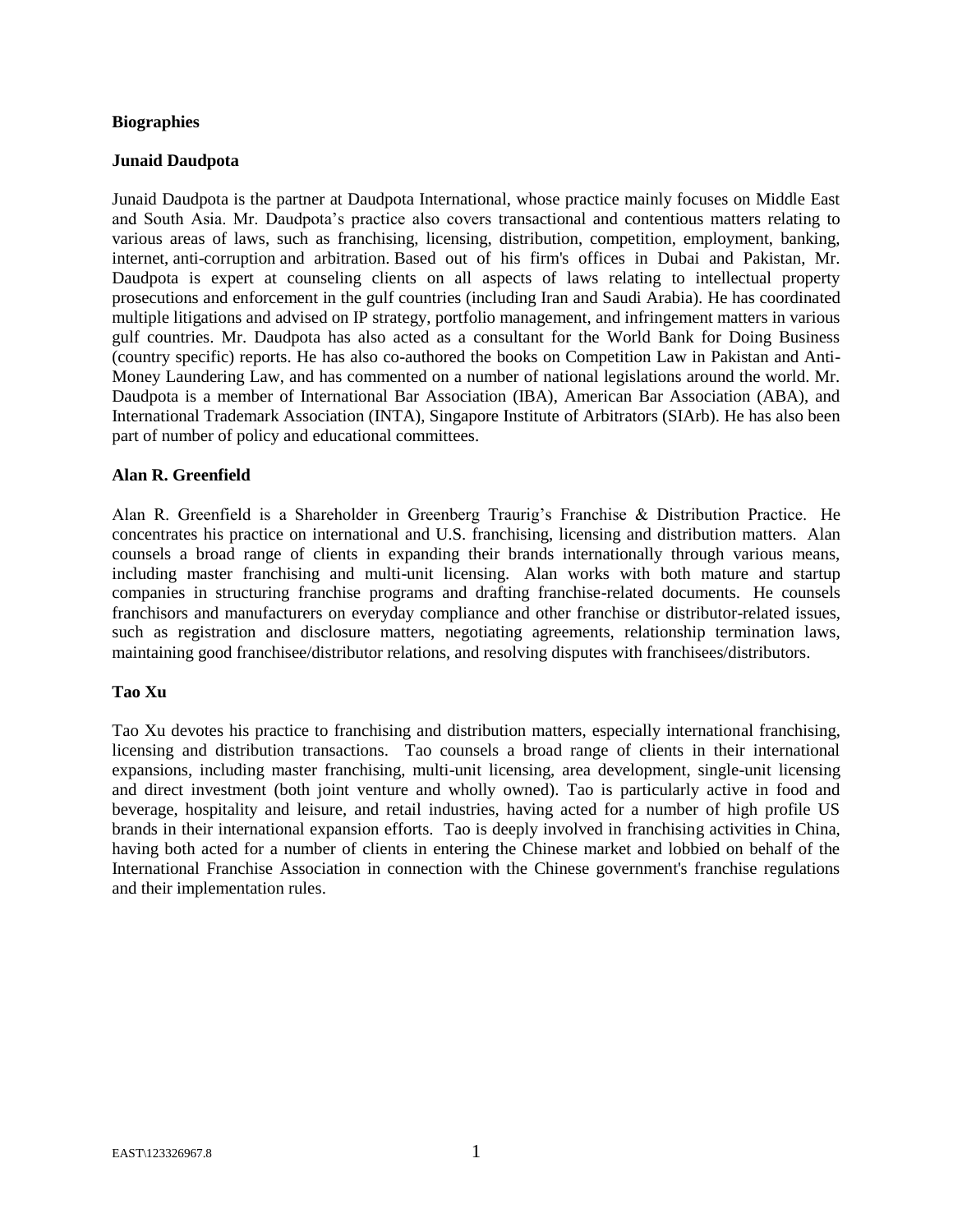## Biographies

### Junaid Daudpota

Junaid Daudpota is the partner at Daudpota International, whose practice mainly focuses on Middle East and South Asia. Mr. Daudpota's practice also covers transactional and contentious matters relating to various areas of laws, such as franchising, licensing, distribution, competition, employment, banking, internet, anti-corruption and arbitration. Based out of his firm's offices in Dubai and Pakistan, Mr. Daudpota is expert at counseling clients on all aspects of laws relating to intellectual property prosecutions and enforcement in the gulf countries (including Iran and Saudi Arabia). He has coordinated multiple litigations and advised on IP strategy, portfolio management, and infringement matters in various gulf countries. Mr. Daudpota has also acted as a consultant for the World Bank for Doing Business (country specific) reports. He has also co-authored the books on Competition Law in Pakistan and Anti-Money Laundering Law, and has commented on a number of national legislations around the world. Mr. Daudpota is a member of International Bar Association (IBA), American Bar Association (ABA), and International Trademark Association (INTA), Singapore Institute of Arbitrators (SIArb). He has also been part of number of policy and educational committees.

### Alan R. Greenfield

Alan R. Greenfield is a Shareholder in Greenberg Traurig's Franchise & Distribution Practice. He concentrates his practice on international and U.S. franchising, licensing and distribution matters. Alan counsels a broad range of clients in expanding their brands internationally through various means, including master franchising and multi-unit licensing. Alan works with both mature and startup companies in structuring franchise programs and drafting franchise-related documents. He counsels franchisors and manufacturers on everyday compliance and other franchise or distributor-related issues, such as registration and disclosure matters, negotiating agreements, relationship termination laws, maintaining good franchisee/distributor relations, and resolving disputes with franchisees/distributors.

### Tao Xu

Tao Xu devotes his practice to franchising and distribution matters, especially international franchising, licensing and distribution transactions. Tao counsels a broad range of clients in their international expansions, including master franchising, multi-unit licensing, area development, single-unit licensing and direct investment (both joint venture and wholly owned). Tao is particularly active in food and beverage, hospitality and leisure, and retail industries, having acted for a number of high profile US brands in their international expansion efforts. Tao is deeply involved in franchising activities in China, having both acted for a number of clients in entering the Chinese market and lobbied on behalf of the International Franchise Association in connection with the Chinese government's franchise regulations and their implementation rules.